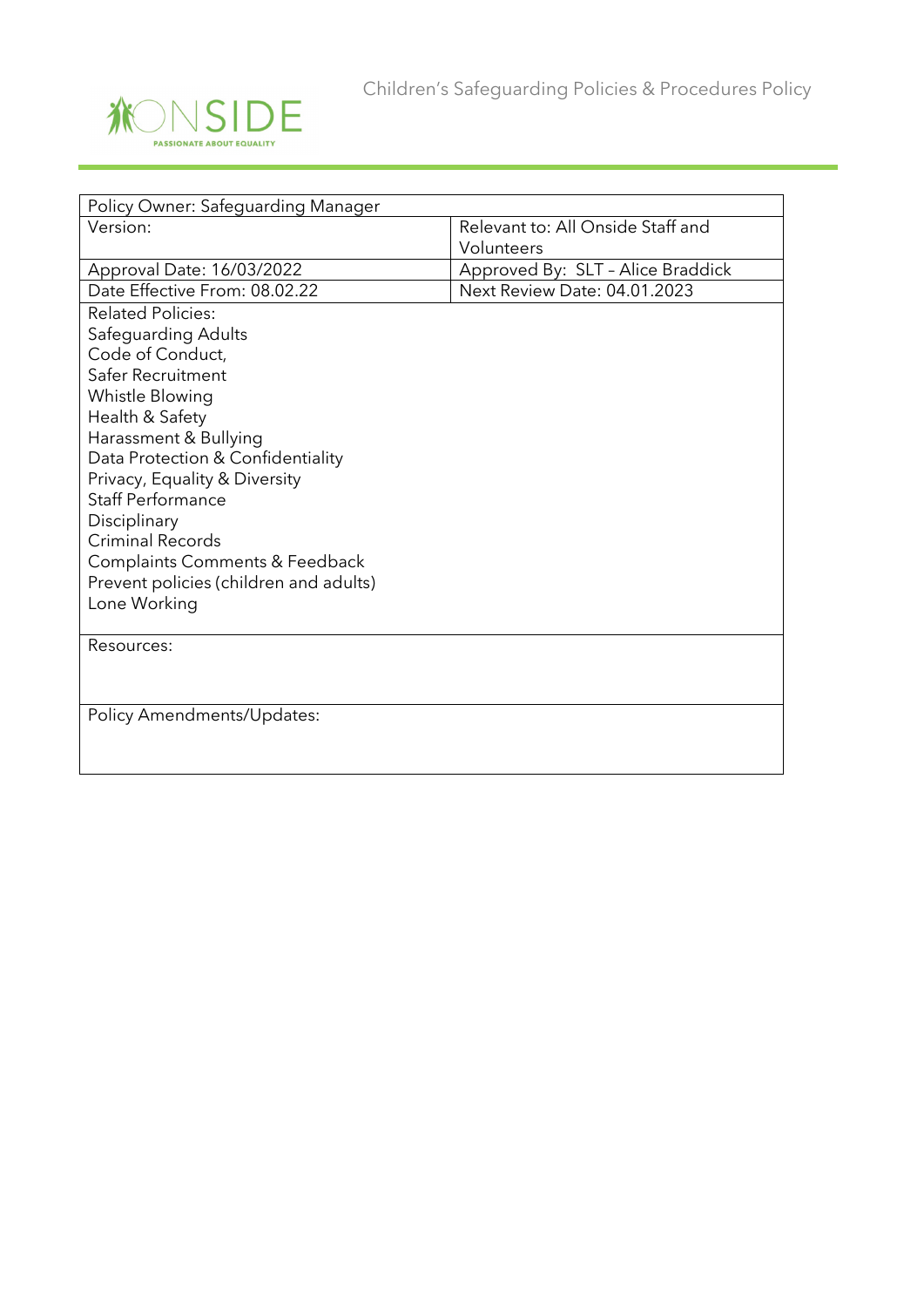# Children's Safeguarding Policies & Procedures Policy

ONSIDE
PASSIONATE ABOUT EQUALITY

| Policy Owner: Safeguarding Manager | |
|---|---|
| Version: | Relevant to: All Onside Staff and Volunteers |
| Approval Date: 16/03/2022 | Approved By: SLT – Alice Braddick |
| Date Effective From: 08.02.22 | Next Review Date: 04.01.2023 |
| Related Policies:<br>Safeguarding Adults<br>Code of Conduct,<br>Safer Recruitment<br>Whistle Blowing<br>Health & Safety<br>Harassment & Bullying<br>Data Protection & Confidentiality<br>Privacy, Equality & Diversity<br>Staff Performance<br>Disciplinary<br>Criminal Records<br>Complaints Comments & Feedback<br>Prevent policies (children and adults)<br>Lone Working | |
| Resources: | |
| Policy Amendments/Updates: | |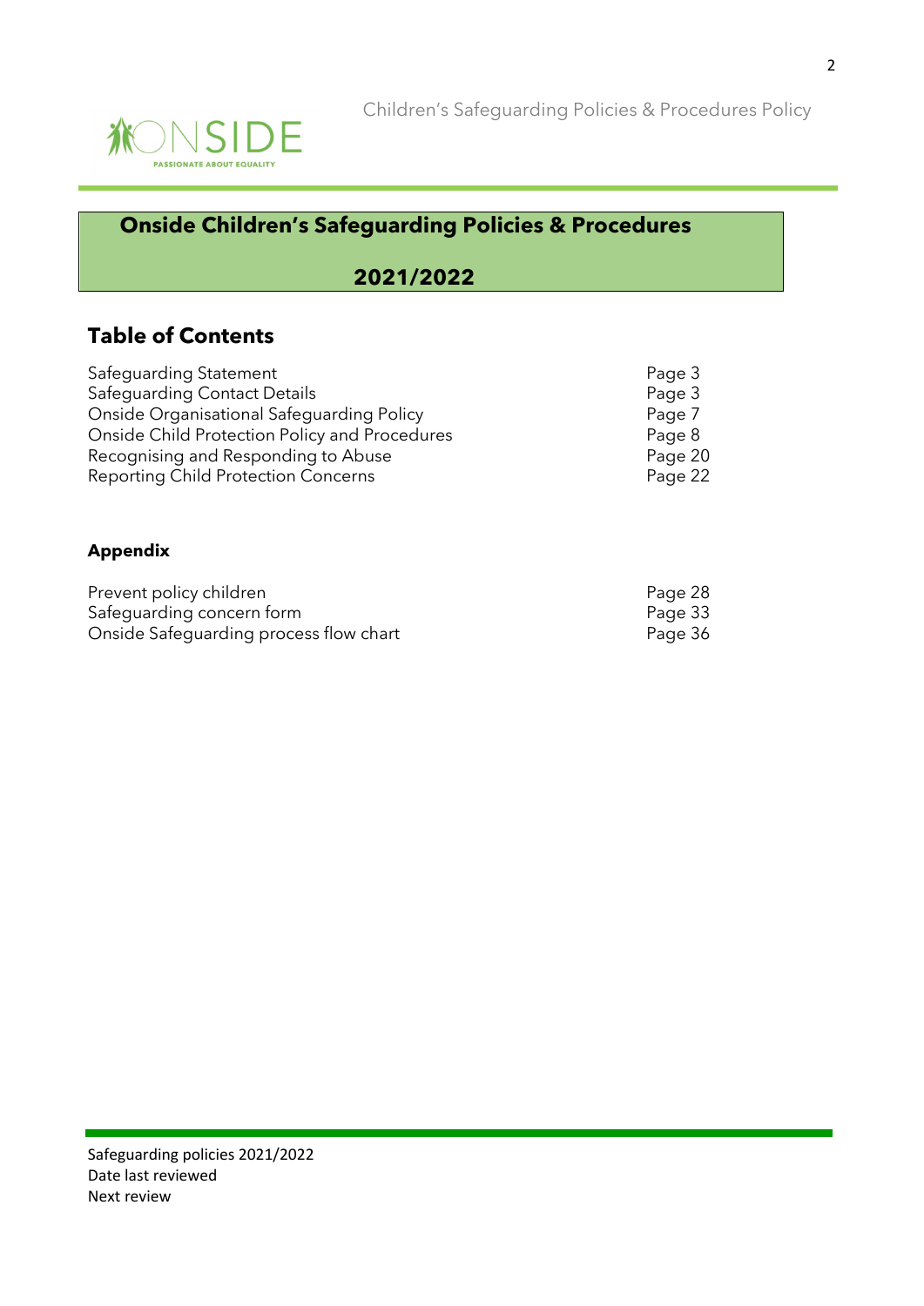# Onside Children's Safeguarding Policies & Procedures

## 2021/2022

## Table of Contents

| | |
|---|---|
| Safeguarding Statement | Page 3 |
| Safeguarding Contact Details | Page 3 |
| Onside Organisational Safeguarding Policy | Page 7 |
| Onside Child Protection Policy and Procedures | Page 8 |
| Recognising and Responding to Abuse | Page 20 |
| Reporting Child Protection Concerns | Page 22 |

**Appendix**

| | |
|---|---|
| Prevent policy children | Page 28 |
| Safeguarding concern form | Page 33 |
| Onside Safeguarding process flow chart | Page 36 |

Safeguarding policies 2021/2022
Date last reviewed
Next review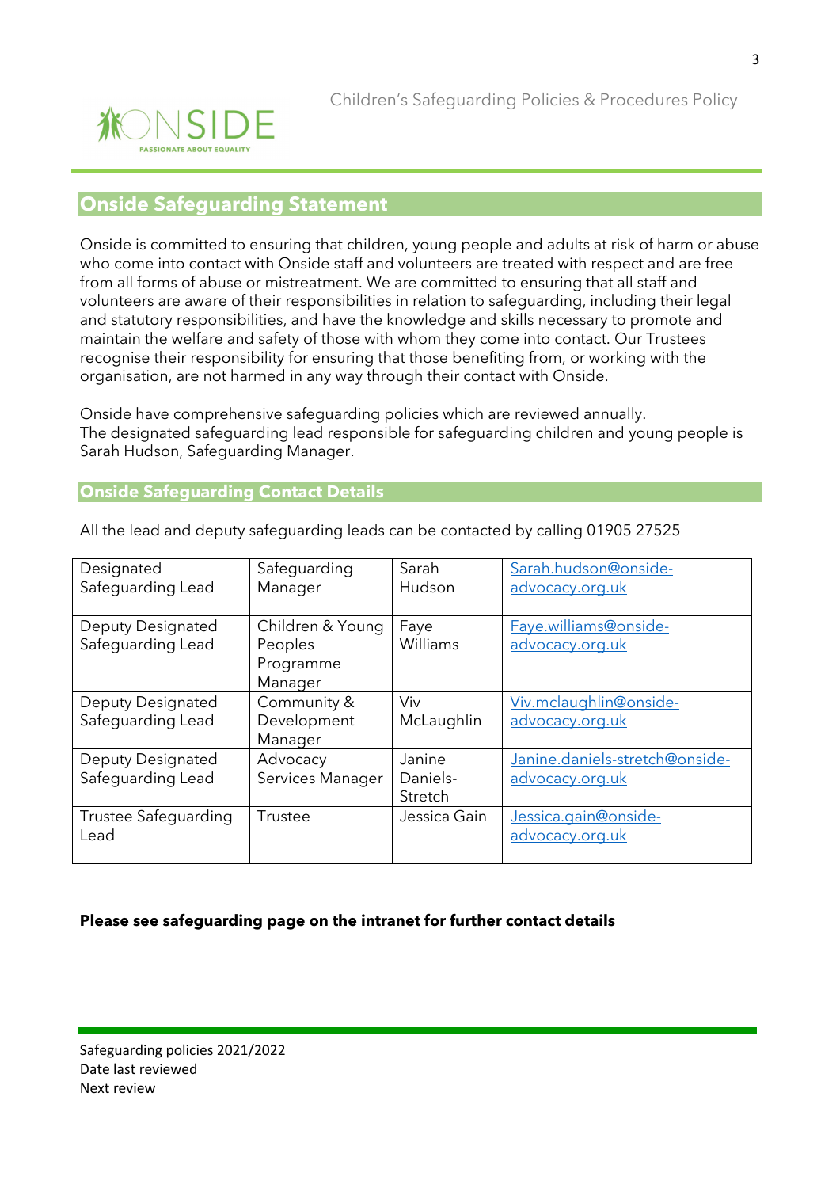## Onside Safeguarding Statement

Onside is committed to ensuring that children, young people and adults at risk of harm or abuse who come into contact with Onside staff and volunteers are treated with respect and are free from all forms of abuse or mistreatment. We are committed to ensuring that all staff and volunteers are aware of their responsibilities in relation to safeguarding, including their legal and statutory responsibilities, and have the knowledge and skills necessary to promote and maintain the welfare and safety of those with whom they come into contact. Our Trustees recognise their responsibility for ensuring that those benefiting from, or working with the organisation, are not harmed in any way through their contact with Onside.

Onside have comprehensive safeguarding policies which are reviewed annually.
The designated safeguarding lead responsible for safeguarding children and young people is Sarah Hudson, Safeguarding Manager.

### Onside Safeguarding Contact Details

All the lead and deputy safeguarding leads can be contacted by calling 01905 27525

| | | | |
|---|---|---|---|
| Designated Safeguarding Lead | Safeguarding Manager | Sarah Hudson | Sarah.hudson@onside-advocacy.org.uk |
| Deputy Designated Safeguarding Lead | Children & Young Peoples Programme Manager | Faye Williams | Faye.williams@onside-advocacy.org.uk |
| Deputy Designated Safeguarding Lead | Community & Development Manager | Viv McLaughlin | Viv.mclaughlin@onside-advocacy.org.uk |
| Deputy Designated Safeguarding Lead | Advocacy Services Manager | Janine Daniels-Stretch | Janine.daniels-stretch@onside-advocacy.org.uk |
| Trustee Safeguarding Lead | Trustee | Jessica Gain | Jessica.gain@onside-advocacy.org.uk |

**Please see safeguarding page on the intranet for further contact details**

Safeguarding policies 2021/2022
Date last reviewed
Next review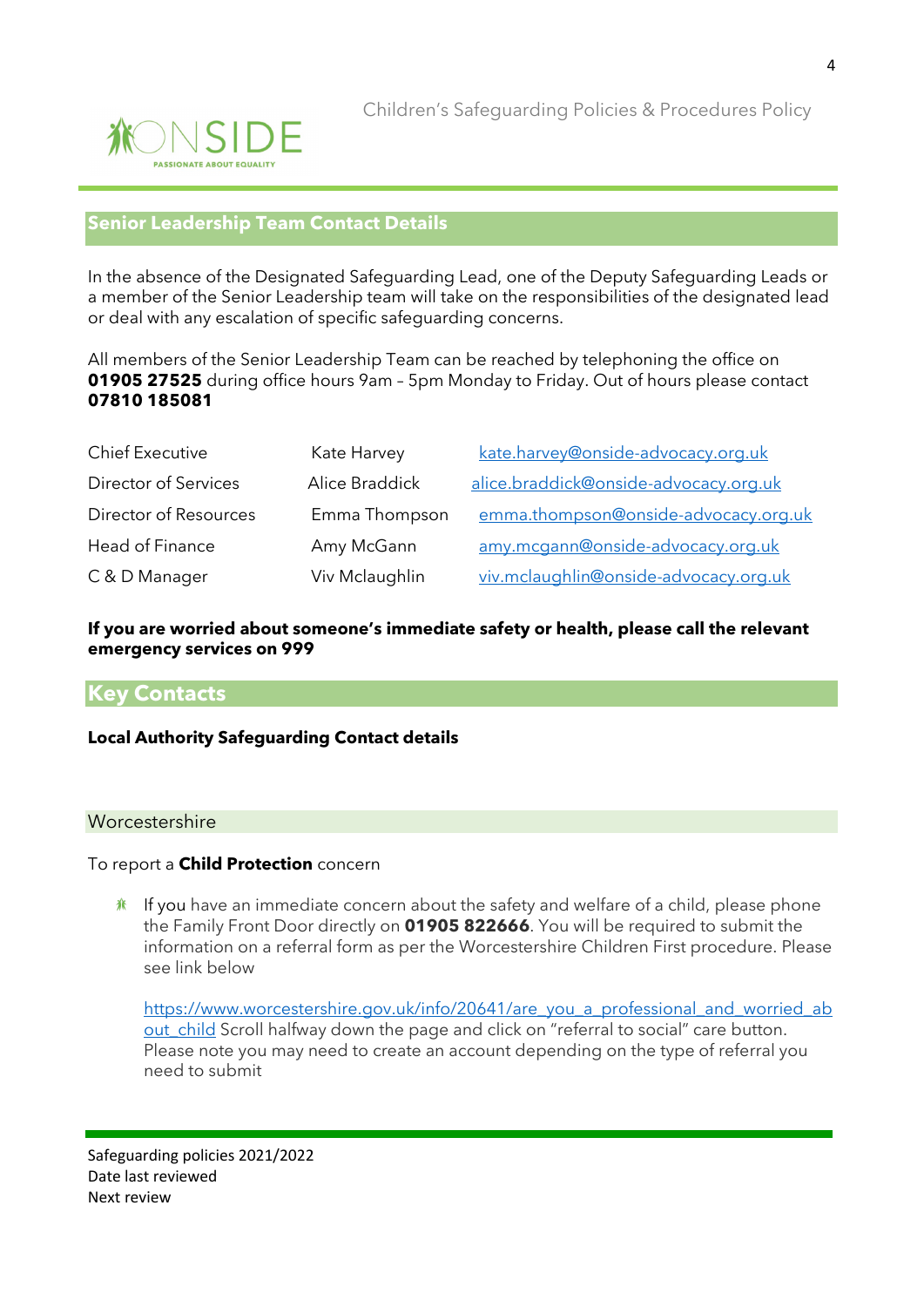## Senior Leadership Team Contact Details

In the absence of the Designated Safeguarding Lead, one of the Deputy Safeguarding Leads or a member of the Senior Leadership team will take on the responsibilities of the designated lead or deal with any escalation of specific safeguarding concerns.

All members of the Senior Leadership Team can be reached by telephoning the office on **01905 27525** during office hours 9am – 5pm Monday to Friday. Out of hours please contact **07810 185081**

| | | |
|---|---|---|
| Chief Executive | Kate Harvey | kate.harvey@onside-advocacy.org.uk |
| Director of Services | Alice Braddick | alice.braddick@onside-advocacy.org.uk |
| Director of Resources | Emma Thompson | emma.thompson@onside-advocacy.org.uk |
| Head of Finance | Amy McGann | amy.mcgann@onside-advocacy.org.uk |
| C & D Manager | Viv Mclaughlin | viv.mclaughlin@onside-advocacy.org.uk |

**If you are worried about someone's immediate safety or health, please call the relevant emergency services on 999**

## Key Contacts

**Local Authority Safeguarding Contact details**

### Worcestershire

To report a **Child Protection** concern

- If you have an immediate concern about the safety and welfare of a child, please phone the Family Front Door directly on **01905 822666**. You will be required to submit the information on a referral form as per the Worcestershire Children First procedure. Please see link below

  https://www.worcestershire.gov.uk/info/20641/are_you_a_professional_and_worried_about_child Scroll halfway down the page and click on "referral to social" care button. Please note you may need to create an account depending on the type of referral you need to submit

Safeguarding policies 2021/2022
Date last reviewed
Next review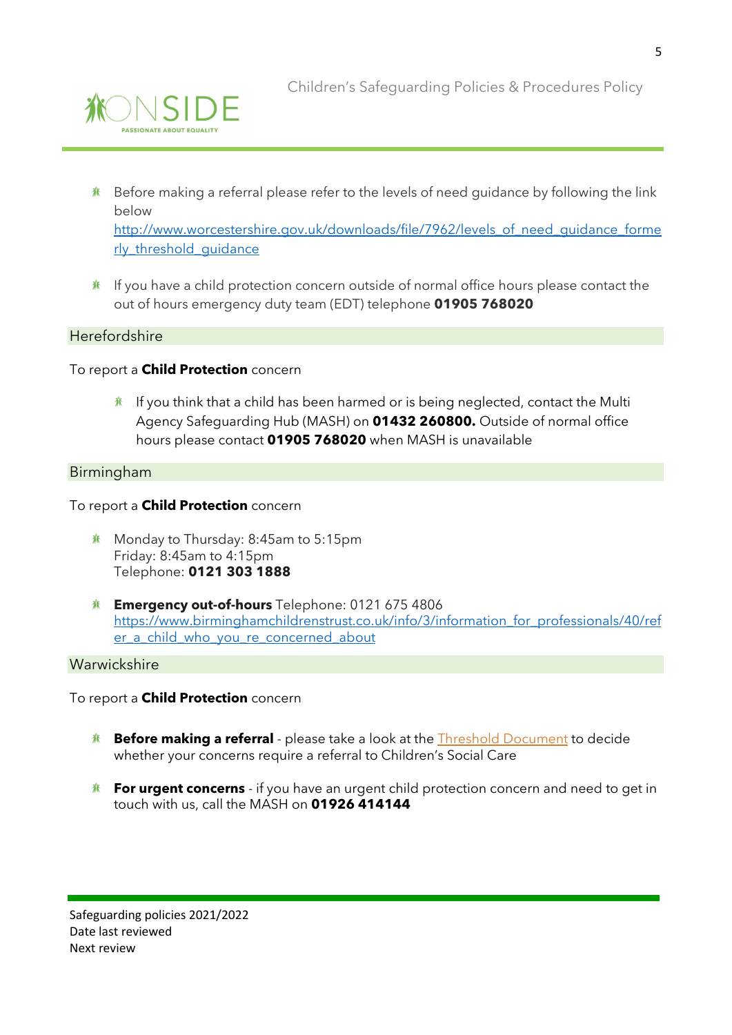- Before making a referral please refer to the levels of need guidance by following the link below [http://www.worcestershire.gov.uk/downloads/file/7962/levels_of_need_guidance_formerly_threshold_guidance](http://www.worcestershire.gov.uk/downloads/file/7962/levels_of_need_guidance_formerly_threshold_guidance)

- If you have a child protection concern outside of normal office hours please contact the out of hours emergency duty team (EDT) telephone **01905 768020**

## Herefordshire

To report a **Child Protection** concern

- If you think that a child has been harmed or is being neglected, contact the Multi Agency Safeguarding Hub (MASH) on **01432 260800.** Outside of normal office hours please contact **01905 768020** when MASH is unavailable

## Birmingham

To report a **Child Protection** concern

- Monday to Thursday: 8:45am to 5:15pm
  Friday: 8:45am to 4:15pm
  Telephone: **0121 303 1888**

- **Emergency out-of-hours** Telephone: 0121 675 4806
  [https://www.birminghamchildrenstrust.co.uk/info/3/information_for_professionals/40/refer_a_child_who_you_re_concerned_about](https://www.birminghamchildrenstrust.co.uk/info/3/information_for_professionals/40/refer_a_child_who_you_re_concerned_about)

## Warwickshire

To report a **Child Protection** concern

- **Before making a referral** - please take a look at the Threshold Document to decide whether your concerns require a referral to Children's Social Care

- **For urgent concerns** - if you have an urgent child protection concern and need to get in touch with us, call the MASH on **01926 414144**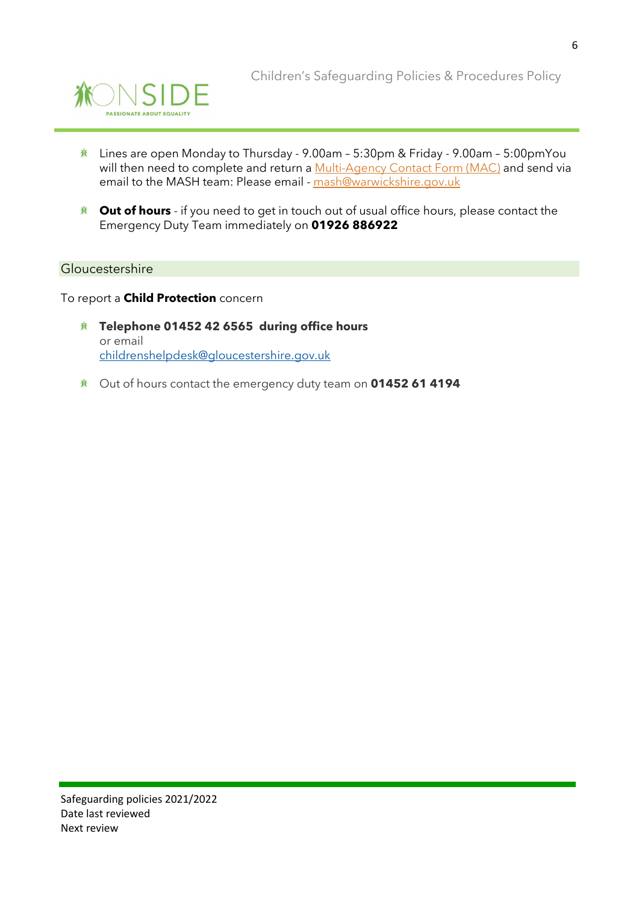- Lines are open Monday to Thursday - 9.00am – 5:30pm & Friday - 9.00am – 5:00pmYou will then need to complete and return a [Multi-Agency Contact Form (MAC)]() and send via email to the MASH team: Please email - [mash@warwickshire.gov.uk](mailto:mash@warwickshire.gov.uk)

- **Out of hours** - if you need to get in touch out of usual office hours, please contact the Emergency Duty Team immediately on **01926 886922**

## Gloucestershire

To report a **Child Protection** concern

- **Telephone 01452 42 6565 during office hours**
  or email
  [childrenshelpdesk@gloucestershire.gov.uk](mailto:childrenshelpdesk@gloucestershire.gov.uk)

- Out of hours contact the emergency duty team on **01452 61 4194**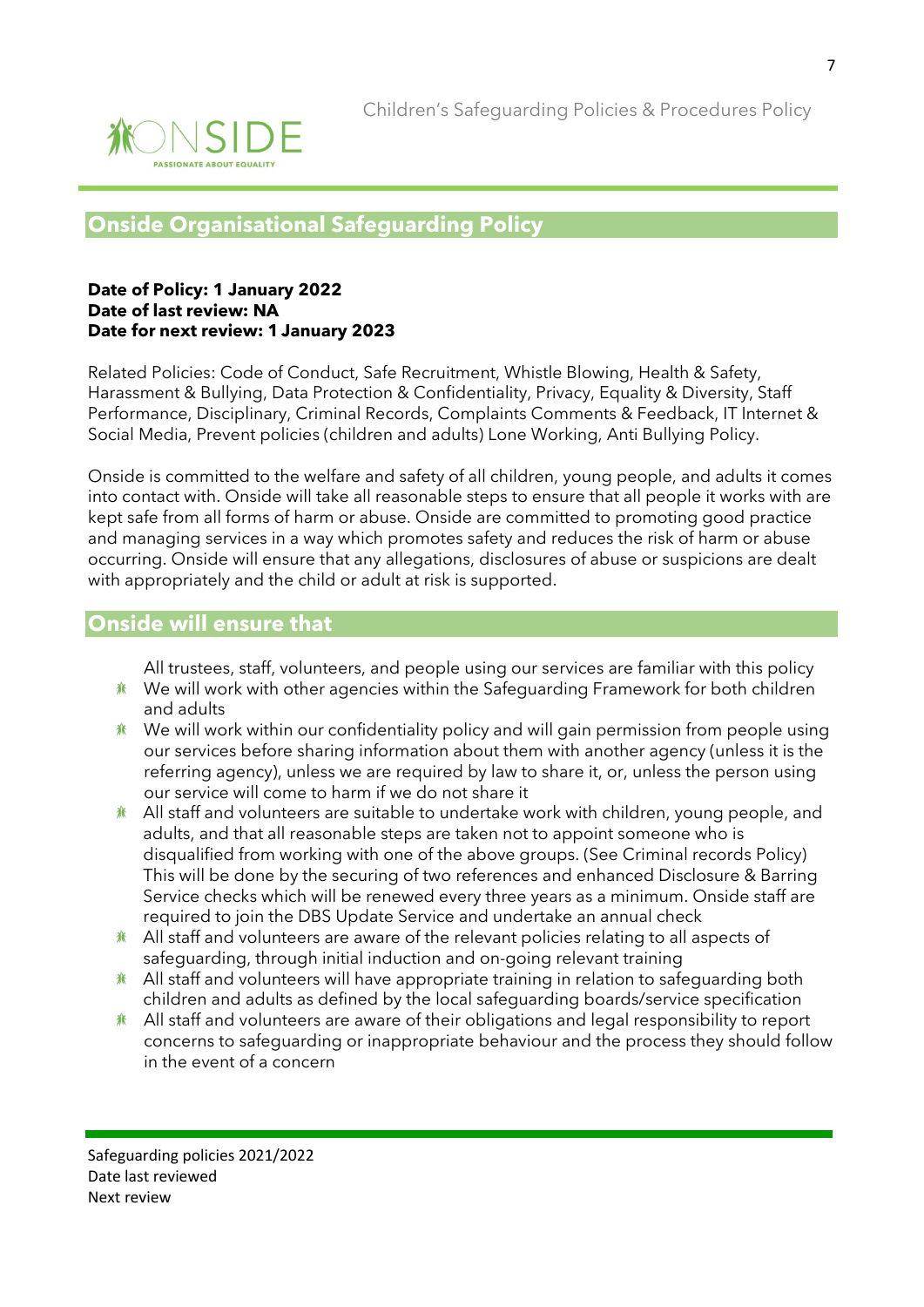## Onside Organisational Safeguarding Policy

**Date of Policy: 1 January 2022**
**Date of last review: NA**
**Date for next review: 1 January 2023**

Related Policies: Code of Conduct, Safe Recruitment, Whistle Blowing, Health & Safety, Harassment & Bullying, Data Protection & Confidentiality, Privacy, Equality & Diversity, Staff Performance, Disciplinary, Criminal Records, Complaints Comments & Feedback, IT Internet & Social Media, Prevent policies (children and adults) Lone Working, Anti Bullying Policy.

Onside is committed to the welfare and safety of all children, young people, and adults it comes into contact with. Onside will take all reasonable steps to ensure that all people it works with are kept safe from all forms of harm or abuse. Onside are committed to promoting good practice and managing services in a way which promotes safety and reduces the risk of harm or abuse occurring. Onside will ensure that any allegations, disclosures of abuse or suspicions are dealt with appropriately and the child or adult at risk is supported.

## Onside will ensure that

- All trustees, staff, volunteers, and people using our services are familiar with this policy
- We will work with other agencies within the Safeguarding Framework for both children and adults
- We will work within our confidentiality policy and will gain permission from people using our services before sharing information about them with another agency (unless it is the referring agency), unless we are required by law to share it, or, unless the person using our service will come to harm if we do not share it
- All staff and volunteers are suitable to undertake work with children, young people, and adults, and that all reasonable steps are taken not to appoint someone who is disqualified from working with one of the above groups. (See Criminal records Policy) This will be done by the securing of two references and enhanced Disclosure & Barring Service checks which will be renewed every three years as a minimum. Onside staff are required to join the DBS Update Service and undertake an annual check
- All staff and volunteers are aware of the relevant policies relating to all aspects of safeguarding, through initial induction and on-going relevant training
- All staff and volunteers will have appropriate training in relation to safeguarding both children and adults as defined by the local safeguarding boards/service specification
- All staff and volunteers are aware of their obligations and legal responsibility to report concerns to safeguarding or inappropriate behaviour and the process they should follow in the event of a concern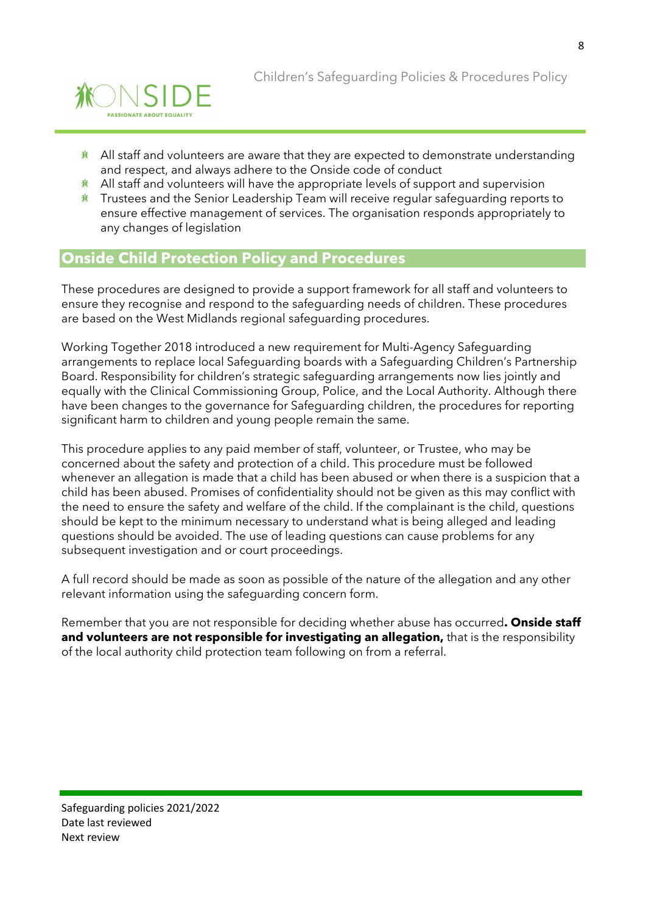- All staff and volunteers are aware that they are expected to demonstrate understanding and respect, and always adhere to the Onside code of conduct
- All staff and volunteers will have the appropriate levels of support and supervision
- Trustees and the Senior Leadership Team will receive regular safeguarding reports to ensure effective management of services. The organisation responds appropriately to any changes of legislation

## Onside Child Protection Policy and Procedures

These procedures are designed to provide a support framework for all staff and volunteers to ensure they recognise and respond to the safeguarding needs of children. These procedures are based on the West Midlands regional safeguarding procedures.

Working Together 2018 introduced a new requirement for Multi-Agency Safeguarding arrangements to replace local Safeguarding boards with a Safeguarding Children's Partnership Board. Responsibility for children's strategic safeguarding arrangements now lies jointly and equally with the Clinical Commissioning Group, Police, and the Local Authority. Although there have been changes to the governance for Safeguarding children, the procedures for reporting significant harm to children and young people remain the same.

This procedure applies to any paid member of staff, volunteer, or Trustee, who may be concerned about the safety and protection of a child. This procedure must be followed whenever an allegation is made that a child has been abused or when there is a suspicion that a child has been abused. Promises of confidentiality should not be given as this may conflict with the need to ensure the safety and welfare of the child. If the complainant is the child, questions should be kept to the minimum necessary to understand what is being alleged and leading questions should be avoided. The use of leading questions can cause problems for any subsequent investigation and or court proceedings.

A full record should be made as soon as possible of the nature of the allegation and any other relevant information using the safeguarding concern form.

Remember that you are not responsible for deciding whether abuse has occurred**. Onside staff and volunteers are not responsible for investigating an allegation,** that is the responsibility of the local authority child protection team following on from a referral.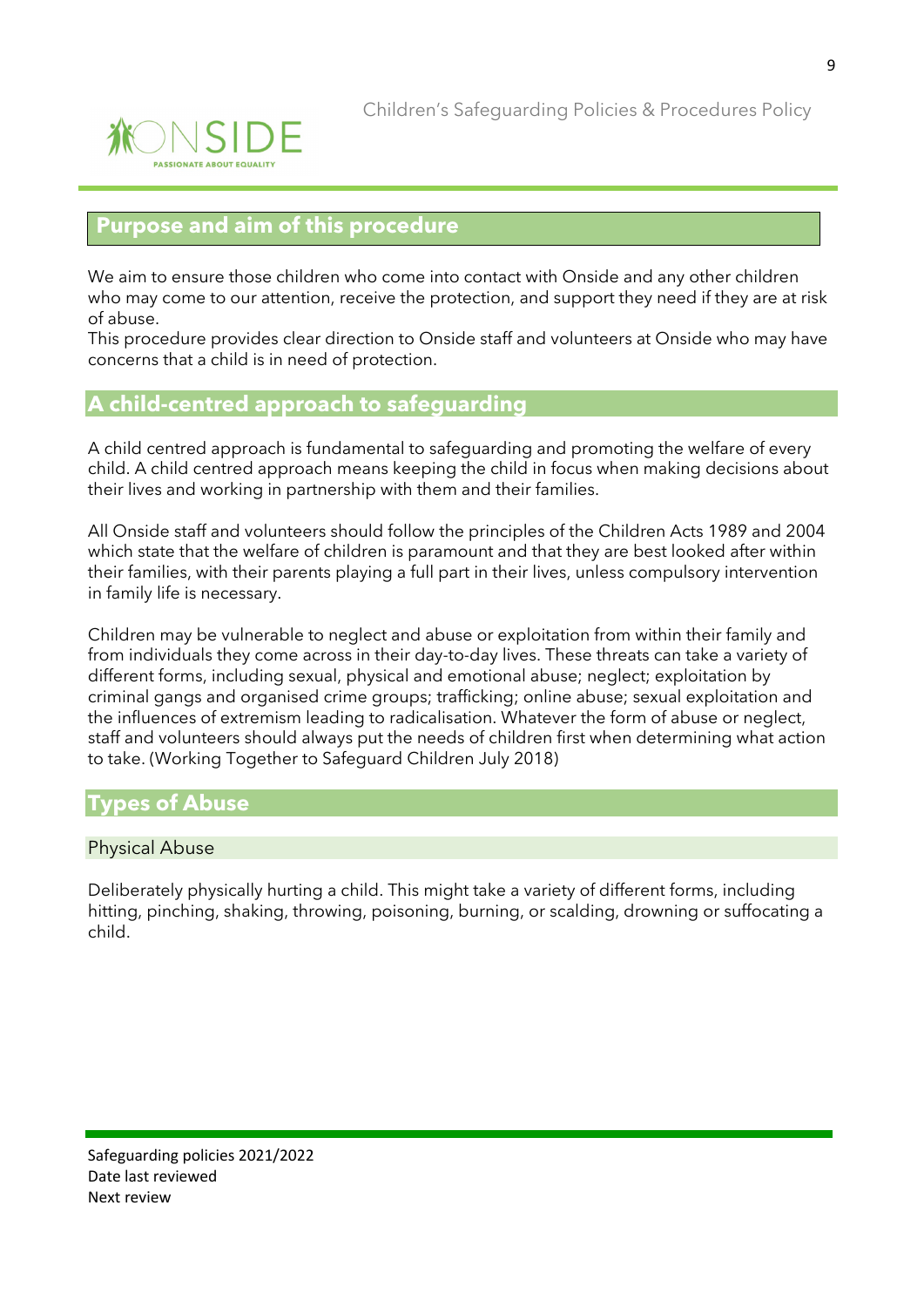## Purpose and aim of this procedure

We aim to ensure those children who come into contact with Onside and any other children who may come to our attention, receive the protection, and support they need if they are at risk of abuse.
This procedure provides clear direction to Onside staff and volunteers at Onside who may have concerns that a child is in need of protection.

## A child-centred approach to safeguarding

A child centred approach is fundamental to safeguarding and promoting the welfare of every child. A child centred approach means keeping the child in focus when making decisions about their lives and working in partnership with them and their families.

All Onside staff and volunteers should follow the principles of the Children Acts 1989 and 2004 which state that the welfare of children is paramount and that they are best looked after within their families, with their parents playing a full part in their lives, unless compulsory intervention in family life is necessary.

Children may be vulnerable to neglect and abuse or exploitation from within their family and from individuals they come across in their day-to-day lives. These threats can take a variety of different forms, including sexual, physical and emotional abuse; neglect; exploitation by criminal gangs and organised crime groups; trafficking; online abuse; sexual exploitation and the influences of extremism leading to radicalisation. Whatever the form of abuse or neglect, staff and volunteers should always put the needs of children first when determining what action to take. (Working Together to Safeguard Children July 2018)

## Types of Abuse

### Physical Abuse

Deliberately physically hurting a child. This might take a variety of different forms, including hitting, pinching, shaking, throwing, poisoning, burning, or scalding, drowning or suffocating a child.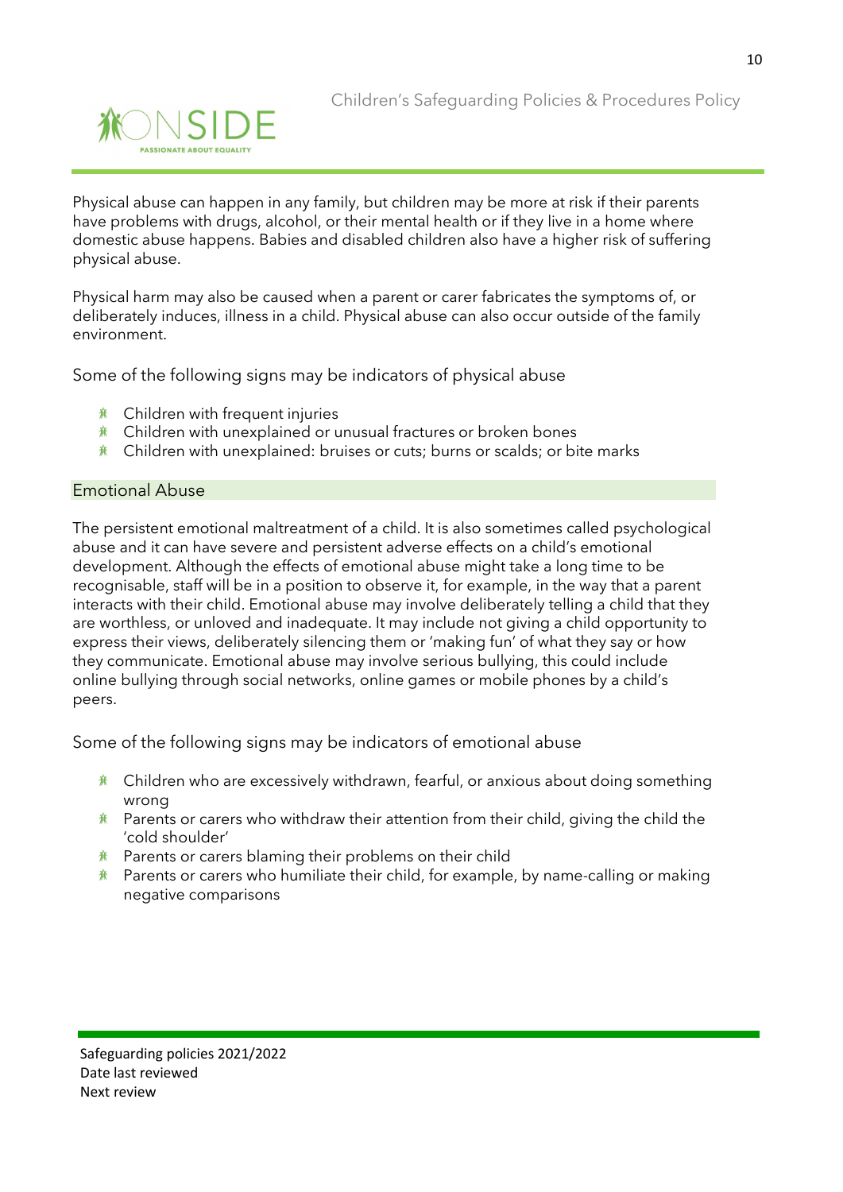Physical abuse can happen in any family, but children may be more at risk if their parents have problems with drugs, alcohol, or their mental health or if they live in a home where domestic abuse happens. Babies and disabled children also have a higher risk of suffering physical abuse.

Physical harm may also be caused when a parent or carer fabricates the symptoms of, or deliberately induces, illness in a child. Physical abuse can also occur outside of the family environment.

Some of the following signs may be indicators of physical abuse

- Children with frequent injuries
- Children with unexplained or unusual fractures or broken bones
- Children with unexplained: bruises or cuts; burns or scalds; or bite marks

## Emotional Abuse

The persistent emotional maltreatment of a child. It is also sometimes called psychological abuse and it can have severe and persistent adverse effects on a child's emotional development. Although the effects of emotional abuse might take a long time to be recognisable, staff will be in a position to observe it, for example, in the way that a parent interacts with their child. Emotional abuse may involve deliberately telling a child that they are worthless, or unloved and inadequate. It may include not giving a child opportunity to express their views, deliberately silencing them or 'making fun' of what they say or how they communicate. Emotional abuse may involve serious bullying, this could include online bullying through social networks, online games or mobile phones by a child's peers.

Some of the following signs may be indicators of emotional abuse

- Children who are excessively withdrawn, fearful, or anxious about doing something wrong
- Parents or carers who withdraw their attention from their child, giving the child the 'cold shoulder'
- Parents or carers blaming their problems on their child
- Parents or carers who humiliate their child, for example, by name-calling or making negative comparisons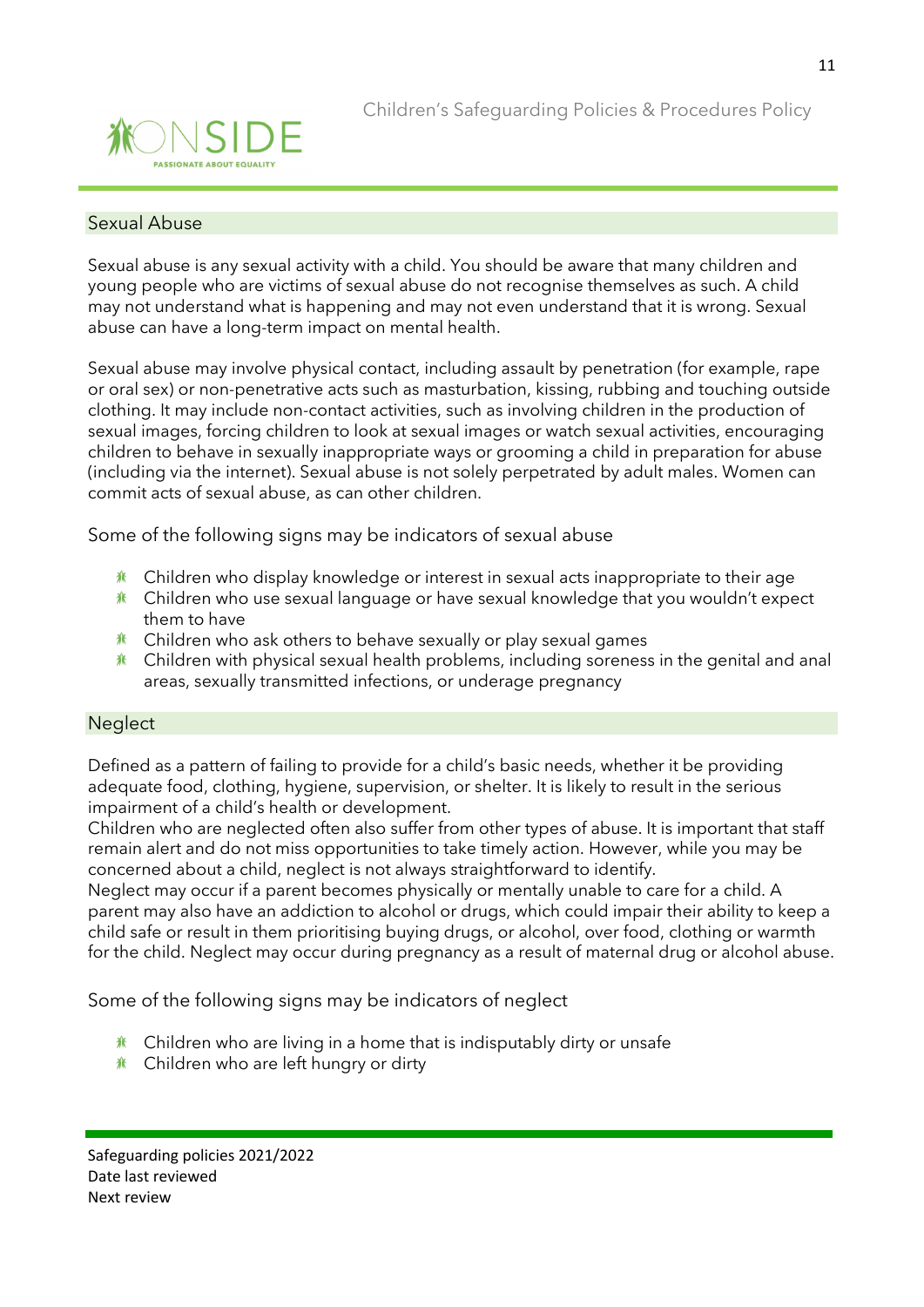## Sexual Abuse

Sexual abuse is any sexual activity with a child. You should be aware that many children and young people who are victims of sexual abuse do not recognise themselves as such. A child may not understand what is happening and may not even understand that it is wrong. Sexual abuse can have a long-term impact on mental health.

Sexual abuse may involve physical contact, including assault by penetration (for example, rape or oral sex) or non-penetrative acts such as masturbation, kissing, rubbing and touching outside clothing. It may include non-contact activities, such as involving children in the production of sexual images, forcing children to look at sexual images or watch sexual activities, encouraging children to behave in sexually inappropriate ways or grooming a child in preparation for abuse (including via the internet). Sexual abuse is not solely perpetrated by adult males. Women can commit acts of sexual abuse, as can other children.

Some of the following signs may be indicators of sexual abuse

- Children who display knowledge or interest in sexual acts inappropriate to their age
- Children who use sexual language or have sexual knowledge that you wouldn't expect them to have
- Children who ask others to behave sexually or play sexual games
- Children with physical sexual health problems, including soreness in the genital and anal areas, sexually transmitted infections, or underage pregnancy

## Neglect

Defined as a pattern of failing to provide for a child's basic needs, whether it be providing adequate food, clothing, hygiene, supervision, or shelter. It is likely to result in the serious impairment of a child's health or development.
Children who are neglected often also suffer from other types of abuse. It is important that staff remain alert and do not miss opportunities to take timely action. However, while you may be concerned about a child, neglect is not always straightforward to identify.
Neglect may occur if a parent becomes physically or mentally unable to care for a child. A parent may also have an addiction to alcohol or drugs, which could impair their ability to keep a child safe or result in them prioritising buying drugs, or alcohol, over food, clothing or warmth for the child. Neglect may occur during pregnancy as a result of maternal drug or alcohol abuse.

Some of the following signs may be indicators of neglect

- Children who are living in a home that is indisputably dirty or unsafe
- Children who are left hungry or dirty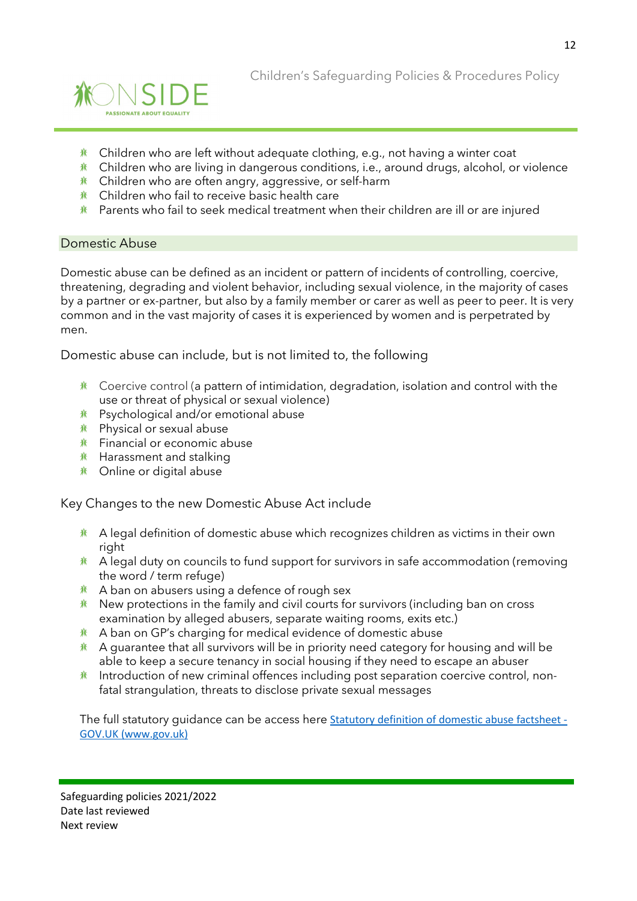- Children who are left without adequate clothing, e.g., not having a winter coat
- Children who are living in dangerous conditions, i.e., around drugs, alcohol, or violence
- Children who are often angry, aggressive, or self-harm
- Children who fail to receive basic health care
- Parents who fail to seek medical treatment when their children are ill or are injured

## Domestic Abuse

Domestic abuse can be defined as an incident or pattern of incidents of controlling, coercive, threatening, degrading and violent behavior, including sexual violence, in the majority of cases by a partner or ex-partner, but also by a family member or carer as well as peer to peer. It is very common and in the vast majority of cases it is experienced by women and is perpetrated by men.

### Domestic abuse can include, but is not limited to, the following

- Coercive control (a pattern of intimidation, degradation, isolation and control with the use or threat of physical or sexual violence)
- Psychological and/or emotional abuse
- Physical or sexual abuse
- Financial or economic abuse
- Harassment and stalking
- Online or digital abuse

### Key Changes to the new Domestic Abuse Act include

- A legal definition of domestic abuse which recognizes children as victims in their own right
- A legal duty on councils to fund support for survivors in safe accommodation (removing the word / term refuge)
- A ban on abusers using a defence of rough sex
- New protections in the family and civil courts for survivors (including ban on cross examination by alleged abusers, separate waiting rooms, exits etc.)
- A ban on GP's charging for medical evidence of domestic abuse
- A guarantee that all survivors will be in priority need category for housing and will be able to keep a secure tenancy in social housing if they need to escape an abuser
- Introduction of new criminal offences including post separation coercive control, non-fatal strangulation, threats to disclose private sexual messages

The full statutory guidance can be access here [Statutory definition of domestic abuse factsheet - GOV.UK (www.gov.uk)]

Safeguarding policies 2021/2022
Date last reviewed
Next review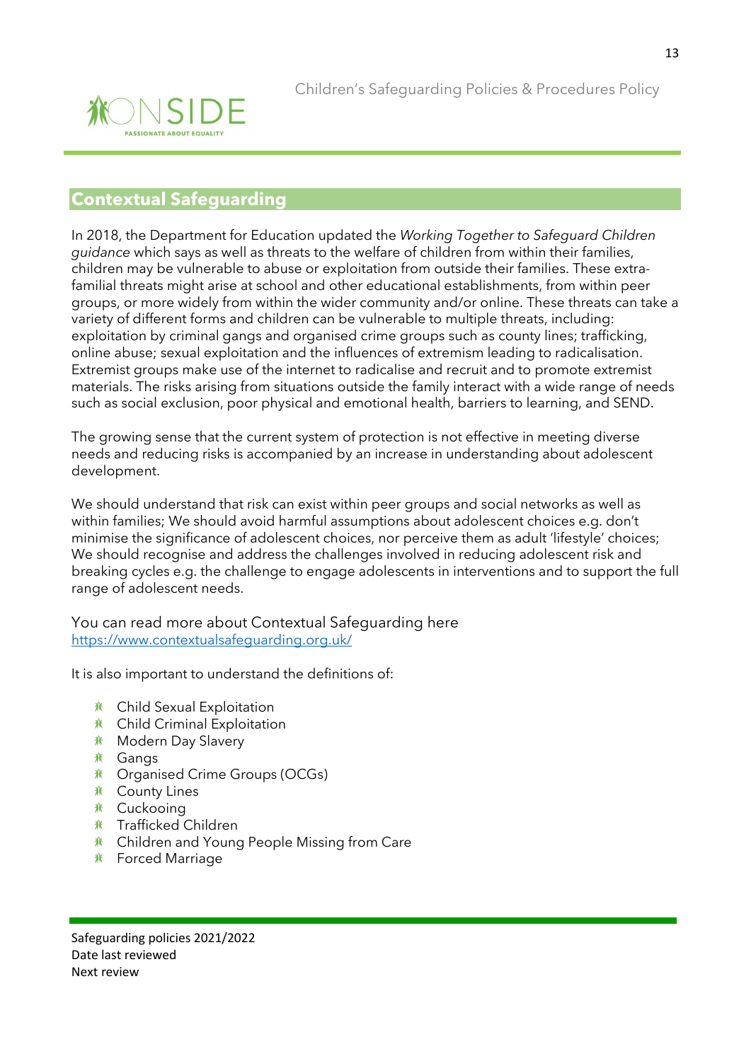## Contextual Safeguarding

In 2018, the Department for Education updated the *Working Together to Safeguard Children guidance* which says as well as threats to the welfare of children from within their families, children may be vulnerable to abuse or exploitation from outside their families. These extra-familial threats might arise at school and other educational establishments, from within peer groups, or more widely from within the wider community and/or online. These threats can take a variety of different forms and children can be vulnerable to multiple threats, including: exploitation by criminal gangs and organised crime groups such as county lines; trafficking, online abuse; sexual exploitation and the influences of extremism leading to radicalisation. Extremist groups make use of the internet to radicalise and recruit and to promote extremist materials. The risks arising from situations outside the family interact with a wide range of needs such as social exclusion, poor physical and emotional health, barriers to learning, and SEND.

The growing sense that the current system of protection is not effective in meeting diverse needs and reducing risks is accompanied by an increase in understanding about adolescent development.

We should understand that risk can exist within peer groups and social networks as well as within families; We should avoid harmful assumptions about adolescent choices e.g. don't minimise the significance of adolescent choices, nor perceive them as adult 'lifestyle' choices; We should recognise and address the challenges involved in reducing adolescent risk and breaking cycles e.g. the challenge to engage adolescents in interventions and to support the full range of adolescent needs.

You can read more about Contextual Safeguarding here
https://www.contextualsafeguarding.org.uk/

It is also important to understand the definitions of:

- Child Sexual Exploitation
- Child Criminal Exploitation
- Modern Day Slavery
- Gangs
- Organised Crime Groups (OCGs)
- County Lines
- Cuckooing
- Trafficked Children
- Children and Young People Missing from Care
- Forced Marriage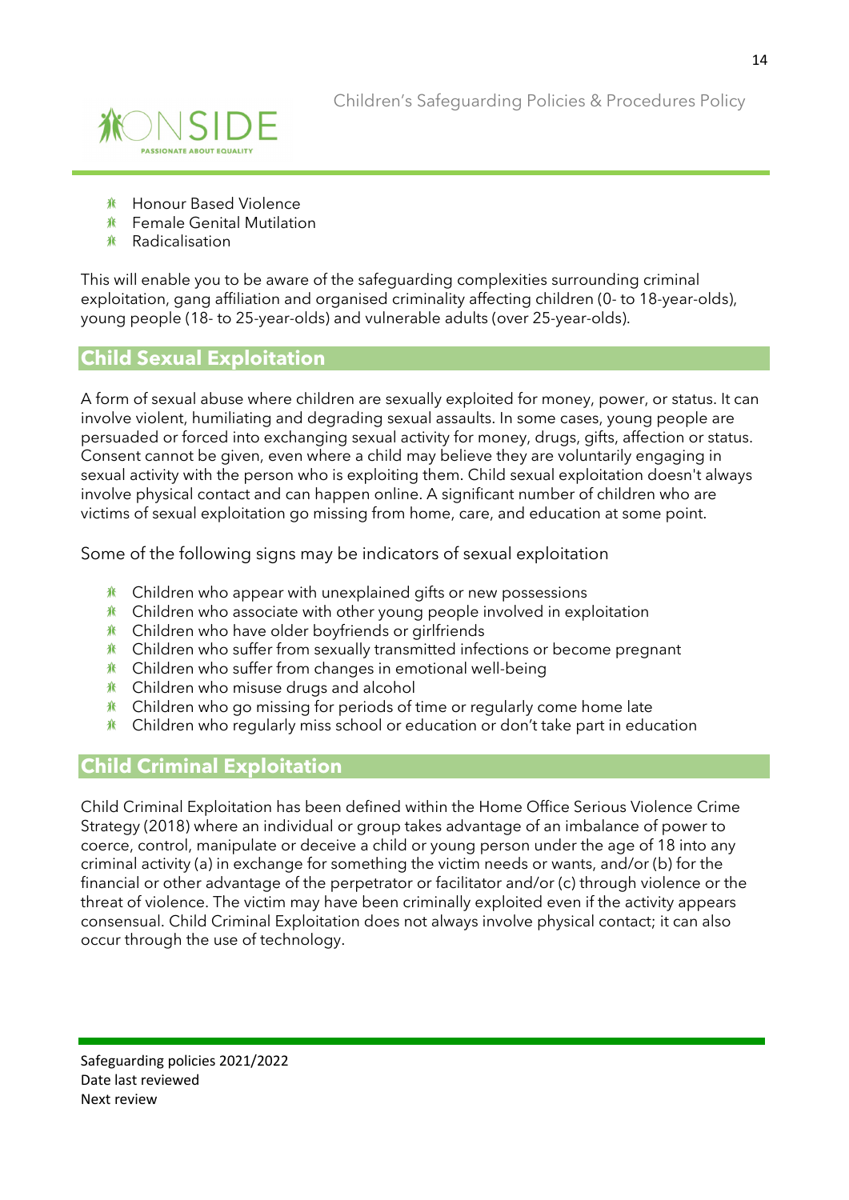- Honour Based Violence
- Female Genital Mutilation
- Radicalisation

This will enable you to be aware of the safeguarding complexities surrounding criminal exploitation, gang affiliation and organised criminality affecting children (0- to 18-year-olds), young people (18- to 25-year-olds) and vulnerable adults (over 25-year-olds).

## Child Sexual Exploitation

A form of sexual abuse where children are sexually exploited for money, power, or status. It can involve violent, humiliating and degrading sexual assaults. In some cases, young people are persuaded or forced into exchanging sexual activity for money, drugs, gifts, affection or status. Consent cannot be given, even where a child may believe they are voluntarily engaging in sexual activity with the person who is exploiting them. Child sexual exploitation doesn't always involve physical contact and can happen online. A significant number of children who are victims of sexual exploitation go missing from home, care, and education at some point.

Some of the following signs may be indicators of sexual exploitation

- Children who appear with unexplained gifts or new possessions
- Children who associate with other young people involved in exploitation
- Children who have older boyfriends or girlfriends
- Children who suffer from sexually transmitted infections or become pregnant
- Children who suffer from changes in emotional well-being
- Children who misuse drugs and alcohol
- Children who go missing for periods of time or regularly come home late
- Children who regularly miss school or education or don't take part in education

## Child Criminal Exploitation

Child Criminal Exploitation has been defined within the Home Office Serious Violence Crime Strategy (2018) where an individual or group takes advantage of an imbalance of power to coerce, control, manipulate or deceive a child or young person under the age of 18 into any criminal activity (a) in exchange for something the victim needs or wants, and/or (b) for the financial or other advantage of the perpetrator or facilitator and/or (c) through violence or the threat of violence. The victim may have been criminally exploited even if the activity appears consensual. Child Criminal Exploitation does not always involve physical contact; it can also occur through the use of technology.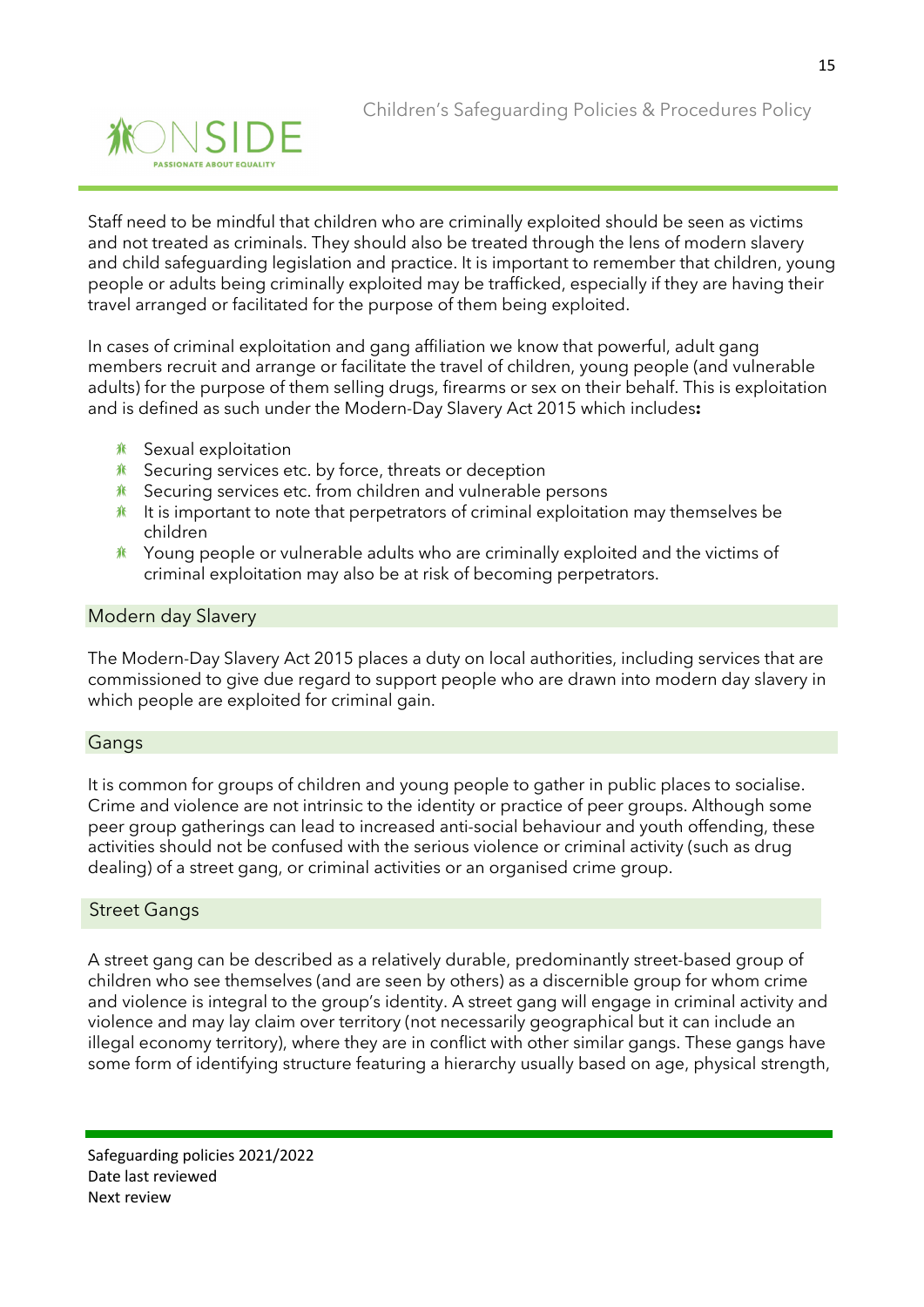Staff need to be mindful that children who are criminally exploited should be seen as victims and not treated as criminals. They should also be treated through the lens of modern slavery and child safeguarding legislation and practice. It is important to remember that children, young people or adults being criminally exploited may be trafficked, especially if they are having their travel arranged or facilitated for the purpose of them being exploited.

In cases of criminal exploitation and gang affiliation we know that powerful, adult gang members recruit and arrange or facilitate the travel of children, young people (and vulnerable adults) for the purpose of them selling drugs, firearms or sex on their behalf. This is exploitation and is defined as such under the Modern-Day Slavery Act 2015 which includes**:**

- Sexual exploitation
- Securing services etc. by force, threats or deception
- Securing services etc. from children and vulnerable persons
- It is important to note that perpetrators of criminal exploitation may themselves be children
- Young people or vulnerable adults who are criminally exploited and the victims of criminal exploitation may also be at risk of becoming perpetrators.

## Modern day Slavery

The Modern-Day Slavery Act 2015 places a duty on local authorities, including services that are commissioned to give due regard to support people who are drawn into modern day slavery in which people are exploited for criminal gain.

## Gangs

It is common for groups of children and young people to gather in public places to socialise. Crime and violence are not intrinsic to the identity or practice of peer groups. Although some peer group gatherings can lead to increased anti-social behaviour and youth offending, these activities should not be confused with the serious violence or criminal activity (such as drug dealing) of a street gang, or criminal activities or an organised crime group.

## Street Gangs

A street gang can be described as a relatively durable, predominantly street-based group of children who see themselves (and are seen by others) as a discernible group for whom crime and violence is integral to the group's identity. A street gang will engage in criminal activity and violence and may lay claim over territory (not necessarily geographical but it can include an illegal economy territory), where they are in conflict with other similar gangs. These gangs have some form of identifying structure featuring a hierarchy usually based on age, physical strength,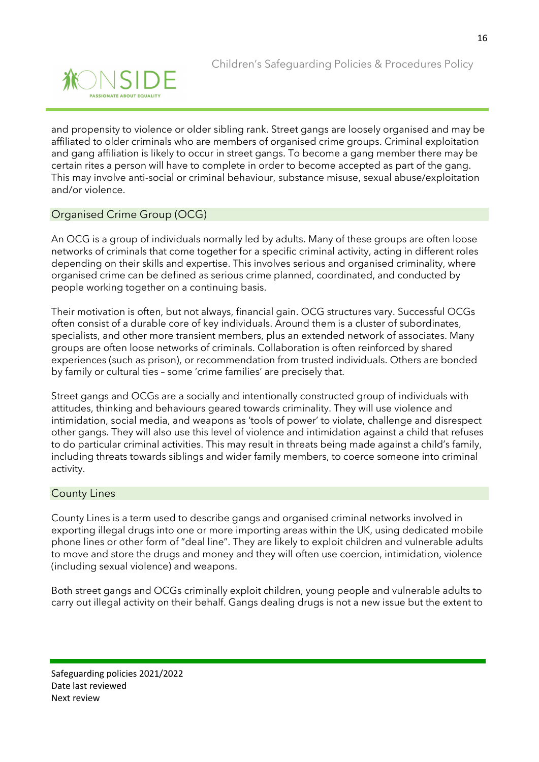and propensity to violence or older sibling rank. Street gangs are loosely organised and may be affiliated to older criminals who are members of organised crime groups. Criminal exploitation and gang affiliation is likely to occur in street gangs. To become a gang member there may be certain rites a person will have to complete in order to become accepted as part of the gang. This may involve anti-social or criminal behaviour, substance misuse, sexual abuse/exploitation and/or violence.

## Organised Crime Group (OCG)

An OCG is a group of individuals normally led by adults. Many of these groups are often loose networks of criminals that come together for a specific criminal activity, acting in different roles depending on their skills and expertise. This involves serious and organised criminality, where organised crime can be defined as serious crime planned, coordinated, and conducted by people working together on a continuing basis.

Their motivation is often, but not always, financial gain. OCG structures vary. Successful OCGs often consist of a durable core of key individuals. Around them is a cluster of subordinates, specialists, and other more transient members, plus an extended network of associates. Many groups are often loose networks of criminals. Collaboration is often reinforced by shared experiences (such as prison), or recommendation from trusted individuals. Others are bonded by family or cultural ties – some 'crime families' are precisely that.

Street gangs and OCGs are a socially and intentionally constructed group of individuals with attitudes, thinking and behaviours geared towards criminality. They will use violence and intimidation, social media, and weapons as 'tools of power' to violate, challenge and disrespect other gangs. They will also use this level of violence and intimidation against a child that refuses to do particular criminal activities. This may result in threats being made against a child's family, including threats towards siblings and wider family members, to coerce someone into criminal activity.

## County Lines

County Lines is a term used to describe gangs and organised criminal networks involved in exporting illegal drugs into one or more importing areas within the UK, using dedicated mobile phone lines or other form of "deal line". They are likely to exploit children and vulnerable adults to move and store the drugs and money and they will often use coercion, intimidation, violence (including sexual violence) and weapons.

Both street gangs and OCGs criminally exploit children, young people and vulnerable adults to carry out illegal activity on their behalf. Gangs dealing drugs is not a new issue but the extent to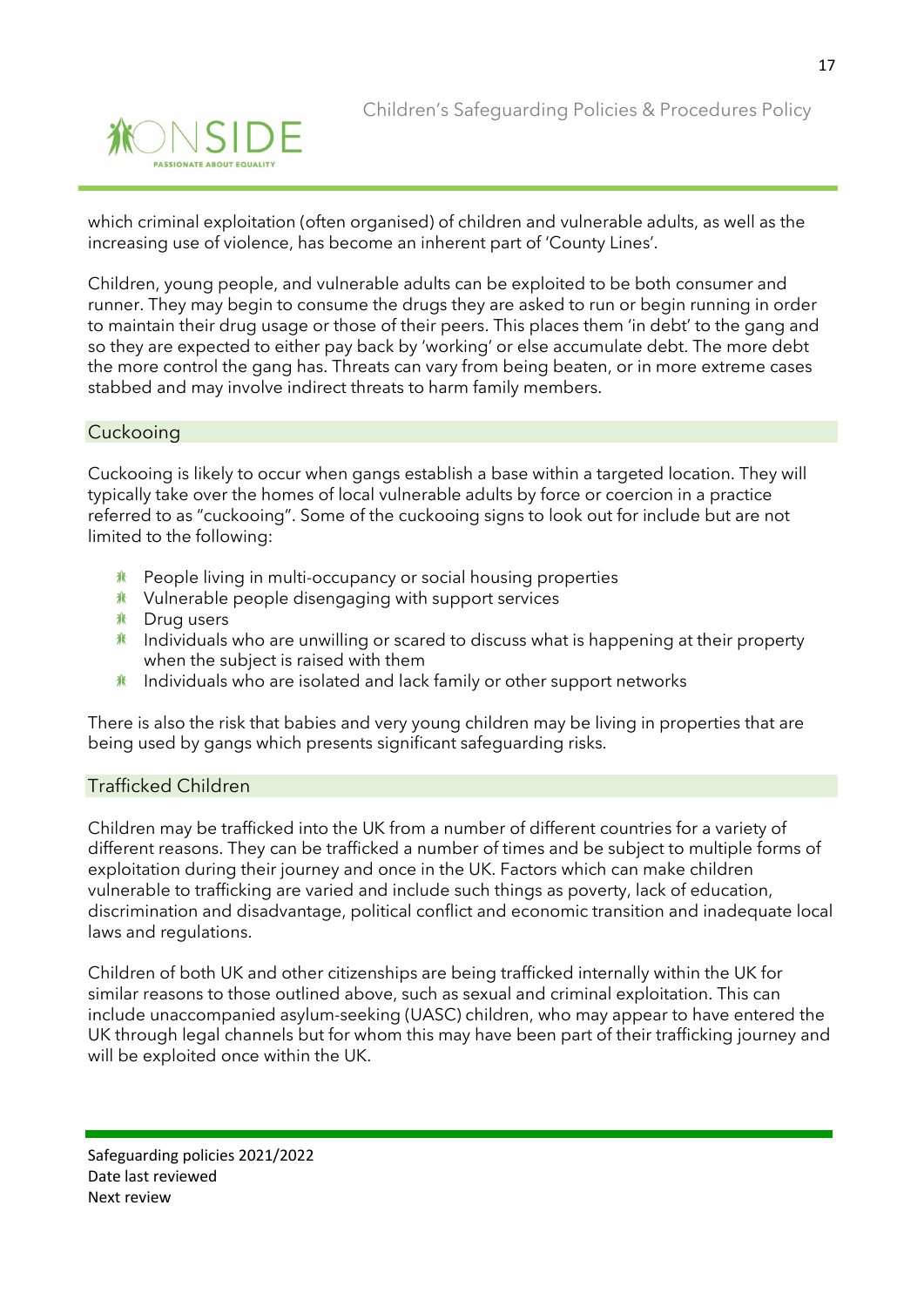which criminal exploitation (often organised) of children and vulnerable adults, as well as the increasing use of violence, has become an inherent part of 'County Lines'.

Children, young people, and vulnerable adults can be exploited to be both consumer and runner. They may begin to consume the drugs they are asked to run or begin running in order to maintain their drug usage or those of their peers. This places them 'in debt' to the gang and so they are expected to either pay back by 'working' or else accumulate debt. The more debt the more control the gang has. Threats can vary from being beaten, or in more extreme cases stabbed and may involve indirect threats to harm family members.

## Cuckooing

Cuckooing is likely to occur when gangs establish a base within a targeted location. They will typically take over the homes of local vulnerable adults by force or coercion in a practice referred to as "cuckooing". Some of the cuckooing signs to look out for include but are not limited to the following:

- People living in multi-occupancy or social housing properties
- Vulnerable people disengaging with support services
- Drug users
- Individuals who are unwilling or scared to discuss what is happening at their property when the subject is raised with them
- Individuals who are isolated and lack family or other support networks

There is also the risk that babies and very young children may be living in properties that are being used by gangs which presents significant safeguarding risks.

## Trafficked Children

Children may be trafficked into the UK from a number of different countries for a variety of different reasons. They can be trafficked a number of times and be subject to multiple forms of exploitation during their journey and once in the UK. Factors which can make children vulnerable to trafficking are varied and include such things as poverty, lack of education, discrimination and disadvantage, political conflict and economic transition and inadequate local laws and regulations.

Children of both UK and other citizenships are being trafficked internally within the UK for similar reasons to those outlined above, such as sexual and criminal exploitation. This can include unaccompanied asylum-seeking (UASC) children, who may appear to have entered the UK through legal channels but for whom this may have been part of their trafficking journey and will be exploited once within the UK.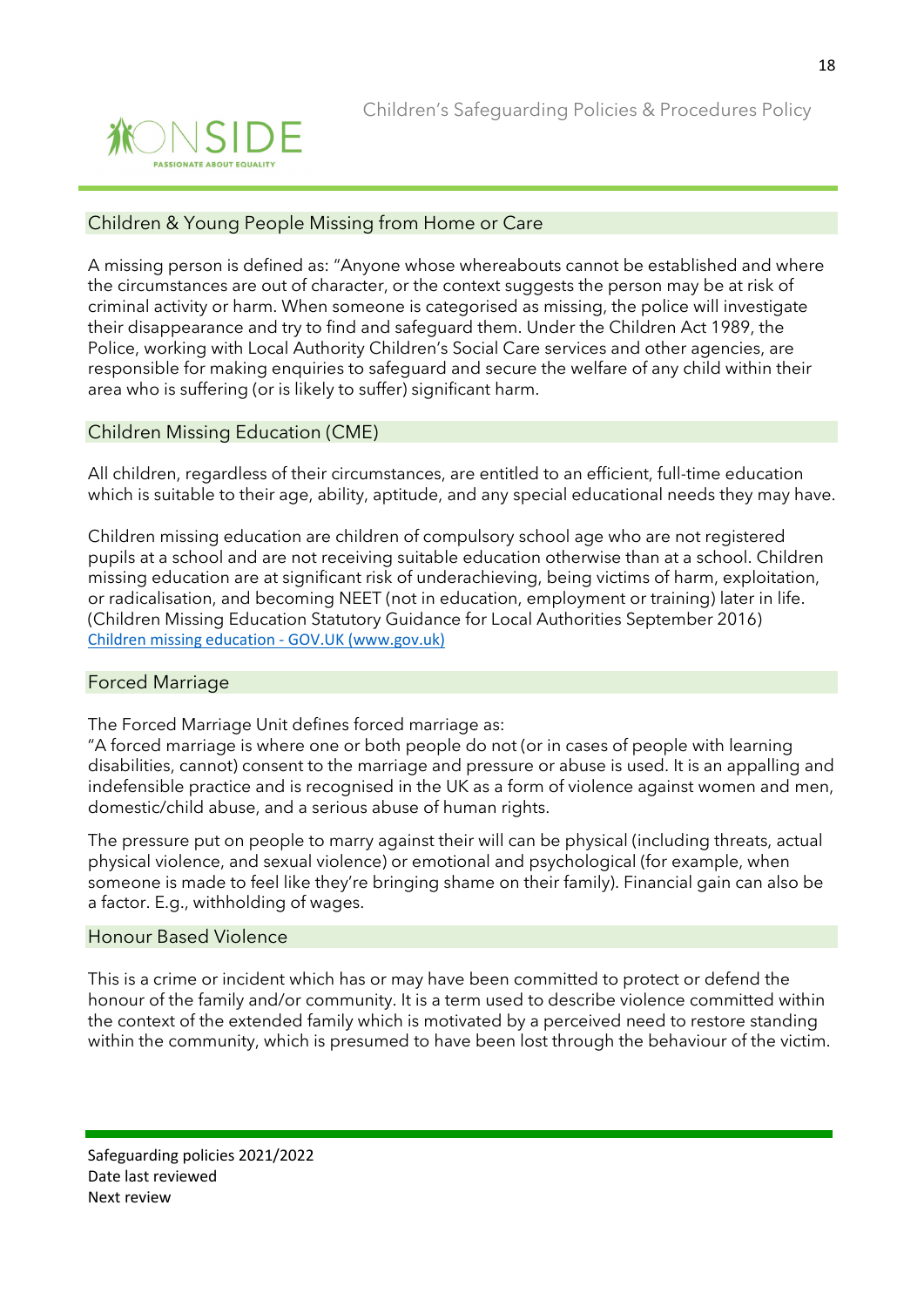## Children & Young People Missing from Home or Care

A missing person is defined as: "Anyone whose whereabouts cannot be established and where the circumstances are out of character, or the context suggests the person may be at risk of criminal activity or harm. When someone is categorised as missing, the police will investigate their disappearance and try to find and safeguard them. Under the Children Act 1989, the Police, working with Local Authority Children's Social Care services and other agencies, are responsible for making enquiries to safeguard and secure the welfare of any child within their area who is suffering (or is likely to suffer) significant harm.

## Children Missing Education (CME)

All children, regardless of their circumstances, are entitled to an efficient, full-time education which is suitable to their age, ability, aptitude, and any special educational needs they may have.

Children missing education are children of compulsory school age who are not registered pupils at a school and are not receiving suitable education otherwise than at a school. Children missing education are at significant risk of underachieving, being victims of harm, exploitation, or radicalisation, and becoming NEET (not in education, employment or training) later in life. (Children Missing Education Statutory Guidance for Local Authorities September 2016)
[Children missing education - GOV.UK (www.gov.uk)]

## Forced Marriage

The Forced Marriage Unit defines forced marriage as:
"A forced marriage is where one or both people do not (or in cases of people with learning disabilities, cannot) consent to the marriage and pressure or abuse is used. It is an appalling and indefensible practice and is recognised in the UK as a form of violence against women and men, domestic/child abuse, and a serious abuse of human rights.

The pressure put on people to marry against their will can be physical (including threats, actual physical violence, and sexual violence) or emotional and psychological (for example, when someone is made to feel like they're bringing shame on their family). Financial gain can also be a factor. E.g., withholding of wages.

## Honour Based Violence

This is a crime or incident which has or may have been committed to protect or defend the honour of the family and/or community. It is a term used to describe violence committed within the context of the extended family which is motivated by a perceived need to restore standing within the community, which is presumed to have been lost through the behaviour of the victim.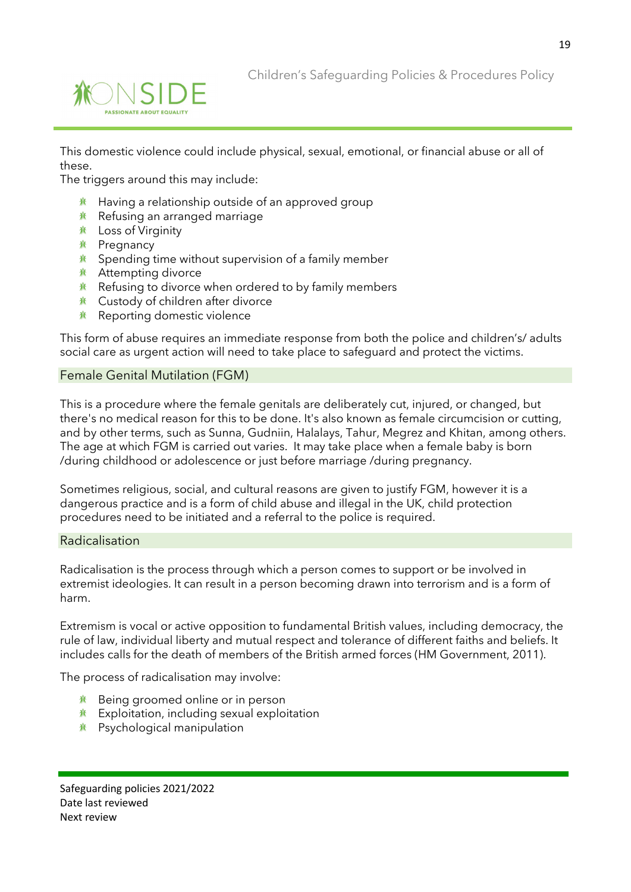This domestic violence could include physical, sexual, emotional, or financial abuse or all of these.

The triggers around this may include:

- Having a relationship outside of an approved group
- Refusing an arranged marriage
- Loss of Virginity
- Pregnancy
- Spending time without supervision of a family member
- Attempting divorce
- Refusing to divorce when ordered to by family members
- Custody of children after divorce
- Reporting domestic violence

This form of abuse requires an immediate response from both the police and children's/ adults social care as urgent action will need to take place to safeguard and protect the victims.

## Female Genital Mutilation (FGM)

This is a procedure where the female genitals are deliberately cut, injured, or changed, but there's no medical reason for this to be done. It's also known as female circumcision or cutting, and by other terms, such as Sunna, Gudniin, Halalays, Tahur, Megrez and Khitan, among others. The age at which FGM is carried out varies. It may take place when a female baby is born /during childhood or adolescence or just before marriage /during pregnancy.

Sometimes religious, social, and cultural reasons are given to justify FGM, however it is a dangerous practice and is a form of child abuse and illegal in the UK, child protection procedures need to be initiated and a referral to the police is required.

## Radicalisation

Radicalisation is the process through which a person comes to support or be involved in extremist ideologies. It can result in a person becoming drawn into terrorism and is a form of harm.

Extremism is vocal or active opposition to fundamental British values, including democracy, the rule of law, individual liberty and mutual respect and tolerance of different faiths and beliefs. It includes calls for the death of members of the British armed forces (HM Government, 2011).

The process of radicalisation may involve:

- Being groomed online or in person
- Exploitation, including sexual exploitation
- Psychological manipulation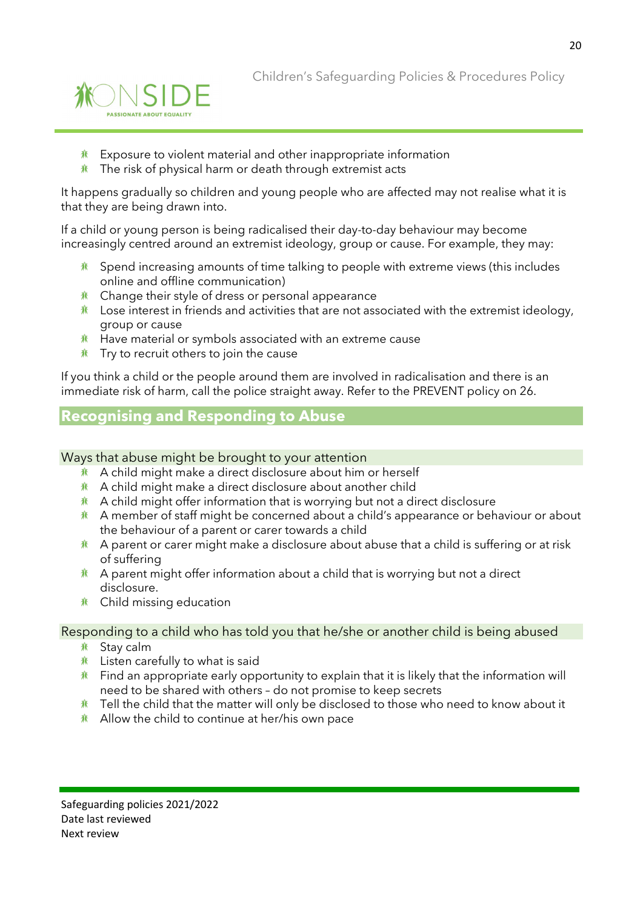- Exposure to violent material and other inappropriate information
- The risk of physical harm or death through extremist acts

It happens gradually so children and young people who are affected may not realise what it is that they are being drawn into.

If a child or young person is being radicalised their day-to-day behaviour may become increasingly centred around an extremist ideology, group or cause. For example, they may:

- Spend increasing amounts of time talking to people with extreme views (this includes online and offline communication)
- Change their style of dress or personal appearance
- Lose interest in friends and activities that are not associated with the extremist ideology, group or cause
- Have material or symbols associated with an extreme cause
- Try to recruit others to join the cause

If you think a child or the people around them are involved in radicalisation and there is an immediate risk of harm, call the police straight away. Refer to the PREVENT policy on 26.

## Recognising and Responding to Abuse

### Ways that abuse might be brought to your attention

- A child might make a direct disclosure about him or herself
- A child might make a direct disclosure about another child
- A child might offer information that is worrying but not a direct disclosure
- A member of staff might be concerned about a child's appearance or behaviour or about the behaviour of a parent or carer towards a child
- A parent or carer might make a disclosure about abuse that a child is suffering or at risk of suffering
- A parent might offer information about a child that is worrying but not a direct disclosure.
- Child missing education

### Responding to a child who has told you that he/she or another child is being abused

- Stay calm
- Listen carefully to what is said
- Find an appropriate early opportunity to explain that it is likely that the information will need to be shared with others – do not promise to keep secrets
- Tell the child that the matter will only be disclosed to those who need to know about it
- Allow the child to continue at her/his own pace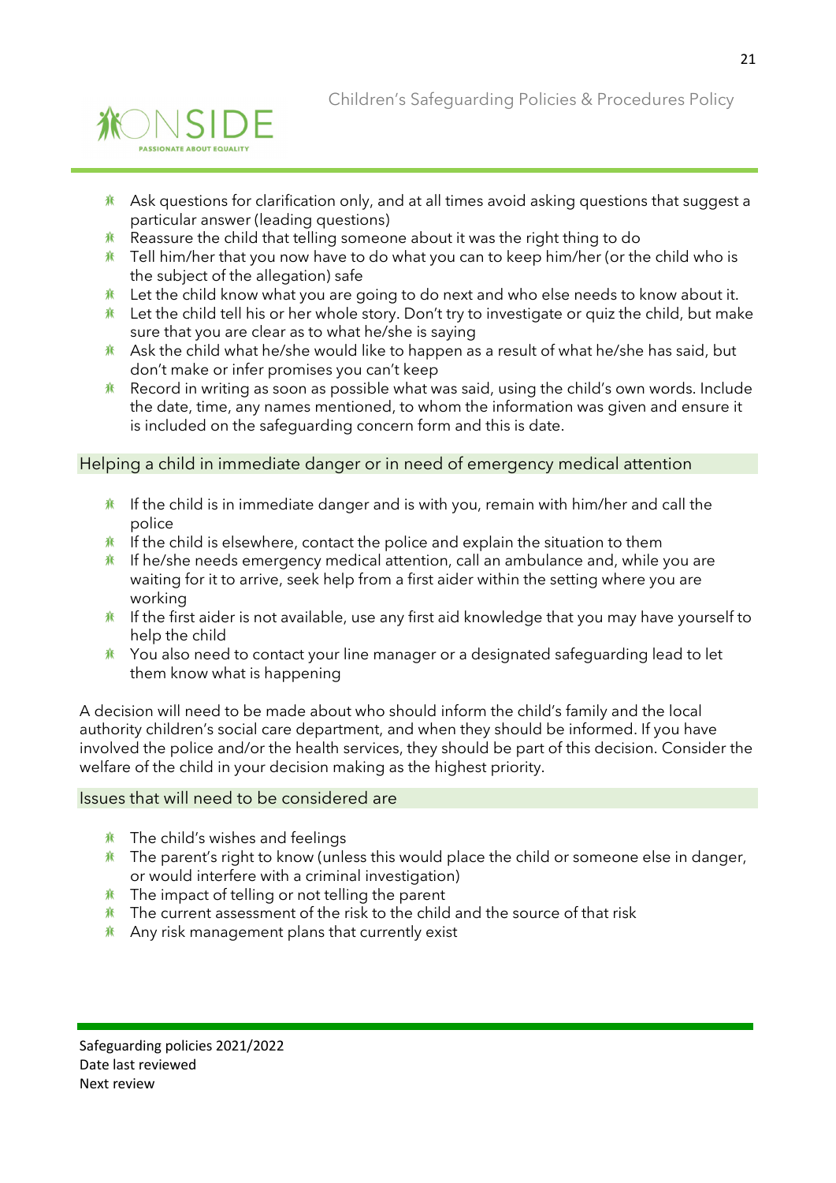- Ask questions for clarification only, and at all times avoid asking questions that suggest a particular answer (leading questions)
- Reassure the child that telling someone about it was the right thing to do
- Tell him/her that you now have to do what you can to keep him/her (or the child who is the subject of the allegation) safe
- Let the child know what you are going to do next and who else needs to know about it.
- Let the child tell his or her whole story. Don't try to investigate or quiz the child, but make sure that you are clear as to what he/she is saying
- Ask the child what he/she would like to happen as a result of what he/she has said, but don't make or infer promises you can't keep
- Record in writing as soon as possible what was said, using the child's own words. Include the date, time, any names mentioned, to whom the information was given and ensure it is included on the safeguarding concern form and this is date.

## Helping a child in immediate danger or in need of emergency medical attention

- If the child is in immediate danger and is with you, remain with him/her and call the police
- If the child is elsewhere, contact the police and explain the situation to them
- If he/she needs emergency medical attention, call an ambulance and, while you are waiting for it to arrive, seek help from a first aider within the setting where you are working
- If the first aider is not available, use any first aid knowledge that you may have yourself to help the child
- You also need to contact your line manager or a designated safeguarding lead to let them know what is happening

A decision will need to be made about who should inform the child's family and the local authority children's social care department, and when they should be informed. If you have involved the police and/or the health services, they should be part of this decision. Consider the welfare of the child in your decision making as the highest priority.

## Issues that will need to be considered are

- The child's wishes and feelings
- The parent's right to know (unless this would place the child or someone else in danger, or would interfere with a criminal investigation)
- The impact of telling or not telling the parent
- The current assessment of the risk to the child and the source of that risk
- Any risk management plans that currently exist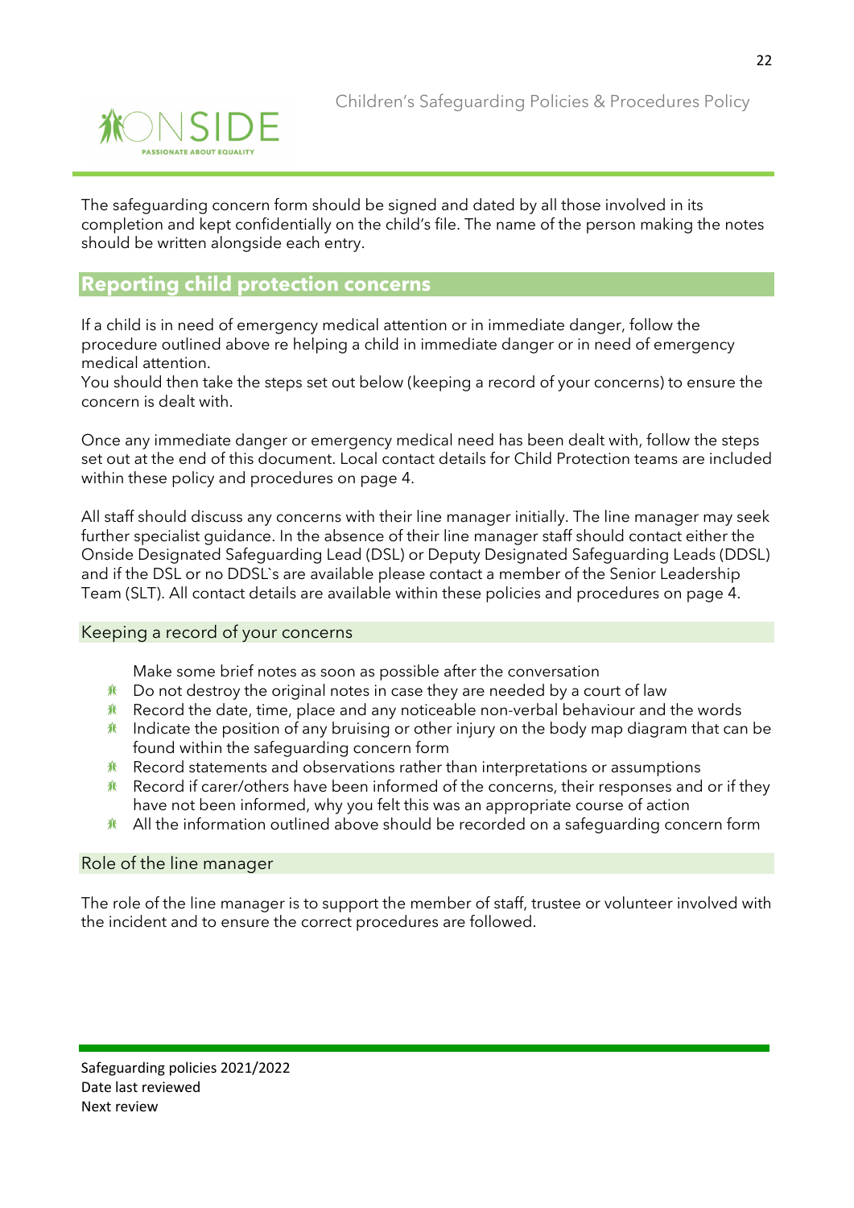The safeguarding concern form should be signed and dated by all those involved in its completion and kept confidentially on the child's file. The name of the person making the notes should be written alongside each entry.

## Reporting child protection concerns

If a child is in need of emergency medical attention or in immediate danger, follow the procedure outlined above re helping a child in immediate danger or in need of emergency medical attention.
You should then take the steps set out below (keeping a record of your concerns) to ensure the concern is dealt with.

Once any immediate danger or emergency medical need has been dealt with, follow the steps set out at the end of this document. Local contact details for Child Protection teams are included within these policy and procedures on page 4.

All staff should discuss any concerns with their line manager initially. The line manager may seek further specialist guidance. In the absence of their line manager staff should contact either the Onside Designated Safeguarding Lead (DSL) or Deputy Designated Safeguarding Leads (DDSL) and if the DSL or no DDSL`s are available please contact a member of the Senior Leadership Team (SLT). All contact details are available within these policies and procedures on page 4.

### Keeping a record of your concerns

Make some brief notes as soon as possible after the conversation

- Do not destroy the original notes in case they are needed by a court of law
- Record the date, time, place and any noticeable non-verbal behaviour and the words
- Indicate the position of any bruising or other injury on the body map diagram that can be found within the safeguarding concern form
- Record statements and observations rather than interpretations or assumptions
- Record if carer/others have been informed of the concerns, their responses and or if they have not been informed, why you felt this was an appropriate course of action
- All the information outlined above should be recorded on a safeguarding concern form

### Role of the line manager

The role of the line manager is to support the member of staff, trustee or volunteer involved with the incident and to ensure the correct procedures are followed.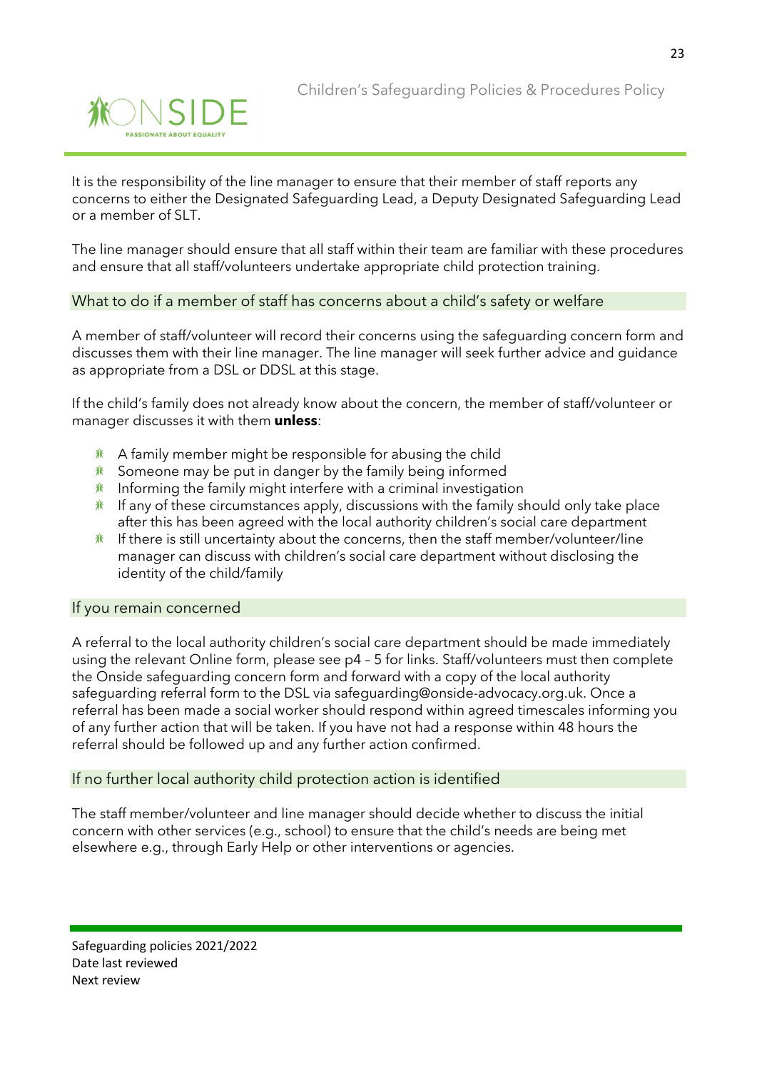It is the responsibility of the line manager to ensure that their member of staff reports any concerns to either the Designated Safeguarding Lead, a Deputy Designated Safeguarding Lead or a member of SLT.

The line manager should ensure that all staff within their team are familiar with these procedures and ensure that all staff/volunteers undertake appropriate child protection training.

## What to do if a member of staff has concerns about a child's safety or welfare

A member of staff/volunteer will record their concerns using the safeguarding concern form and discusses them with their line manager. The line manager will seek further advice and guidance as appropriate from a DSL or DDSL at this stage.

If the child's family does not already know about the concern, the member of staff/volunteer or manager discusses it with them **unless**:

- A family member might be responsible for abusing the child
- Someone may be put in danger by the family being informed
- Informing the family might interfere with a criminal investigation
- If any of these circumstances apply, discussions with the family should only take place after this has been agreed with the local authority children's social care department
- If there is still uncertainty about the concerns, then the staff member/volunteer/line manager can discuss with children's social care department without disclosing the identity of the child/family

## If you remain concerned

A referral to the local authority children's social care department should be made immediately using the relevant Online form, please see p4 – 5 for links. Staff/volunteers must then complete the Onside safeguarding concern form and forward with a copy of the local authority safeguarding referral form to the DSL via safeguarding@onside-advocacy.org.uk. Once a referral has been made a social worker should respond within agreed timescales informing you of any further action that will be taken. If you have not had a response within 48 hours the referral should be followed up and any further action confirmed.

## If no further local authority child protection action is identified

The staff member/volunteer and line manager should decide whether to discuss the initial concern with other services (e.g., school) to ensure that the child's needs are being met elsewhere e.g., through Early Help or other interventions or agencies.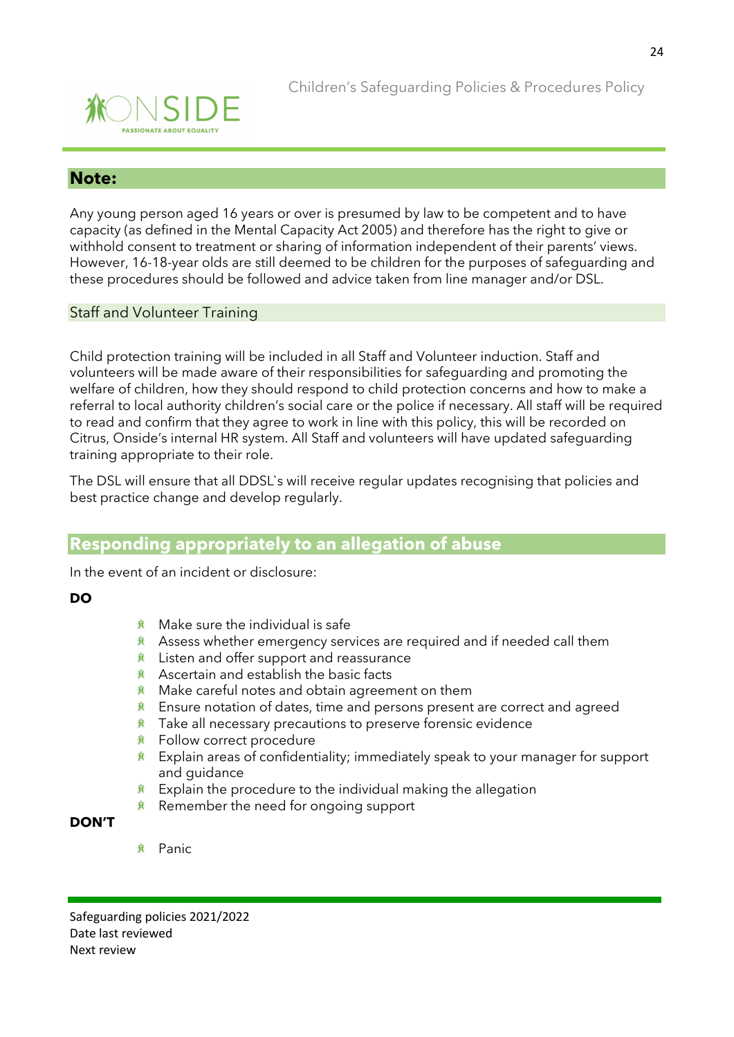## Note:

Any young person aged 16 years or over is presumed by law to be competent and to have capacity (as defined in the Mental Capacity Act 2005) and therefore has the right to give or withhold consent to treatment or sharing of information independent of their parents' views. However, 16-18-year olds are still deemed to be children for the purposes of safeguarding and these procedures should be followed and advice taken from line manager and/or DSL.

### Staff and Volunteer Training

Child protection training will be included in all Staff and Volunteer induction. Staff and volunteers will be made aware of their responsibilities for safeguarding and promoting the welfare of children, how they should respond to child protection concerns and how to make a referral to local authority children's social care or the police if necessary. All staff will be required to read and confirm that they agree to work in line with this policy, this will be recorded on Citrus, Onside's internal HR system. All Staff and volunteers will have updated safeguarding training appropriate to their role.

The DSL will ensure that all DDSL`s will receive regular updates recognising that policies and best practice change and develop regularly.

## Responding appropriately to an allegation of abuse

In the event of an incident or disclosure:

**DO**

- Make sure the individual is safe
- Assess whether emergency services are required and if needed call them
- Listen and offer support and reassurance
- Ascertain and establish the basic facts
- Make careful notes and obtain agreement on them
- Ensure notation of dates, time and persons present are correct and agreed
- Take all necessary precautions to preserve forensic evidence
- Follow correct procedure
- Explain areas of confidentiality; immediately speak to your manager for support and guidance
- Explain the procedure to the individual making the allegation
- Remember the need for ongoing support

**DON'T**

- Panic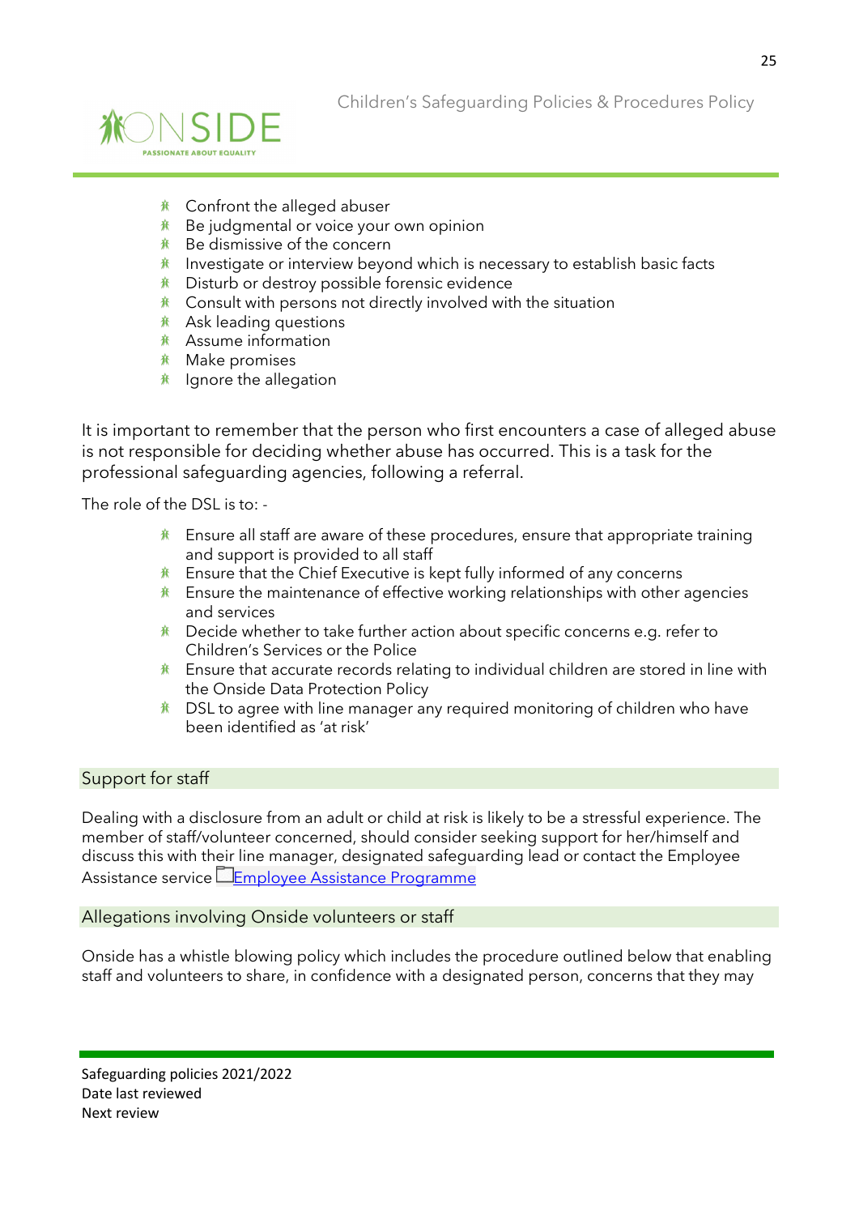- Confront the alleged abuser
- Be judgmental or voice your own opinion
- Be dismissive of the concern
- Investigate or interview beyond which is necessary to establish basic facts
- Disturb or destroy possible forensic evidence
- Consult with persons not directly involved with the situation
- Ask leading questions
- Assume information
- Make promises
- Ignore the allegation

It is important to remember that the person who first encounters a case of alleged abuse is not responsible for deciding whether abuse has occurred. This is a task for the professional safeguarding agencies, following a referral.

The role of the DSL is to: -

- Ensure all staff are aware of these procedures, ensure that appropriate training and support is provided to all staff
- Ensure that the Chief Executive is kept fully informed of any concerns
- Ensure the maintenance of effective working relationships with other agencies and services
- Decide whether to take further action about specific concerns e.g. refer to Children's Services or the Police
- Ensure that accurate records relating to individual children are stored in line with the Onside Data Protection Policy
- DSL to agree with line manager any required monitoring of children who have been identified as 'at risk'

## Support for staff

Dealing with a disclosure from an adult or child at risk is likely to be a stressful experience. The member of staff/volunteer concerned, should consider seeking support for her/himself and discuss this with their line manager, designated safeguarding lead or contact the Employee Assistance service Employee Assistance Programme

## Allegations involving Onside volunteers or staff

Onside has a whistle blowing policy which includes the procedure outlined below that enabling staff and volunteers to share, in confidence with a designated person, concerns that they may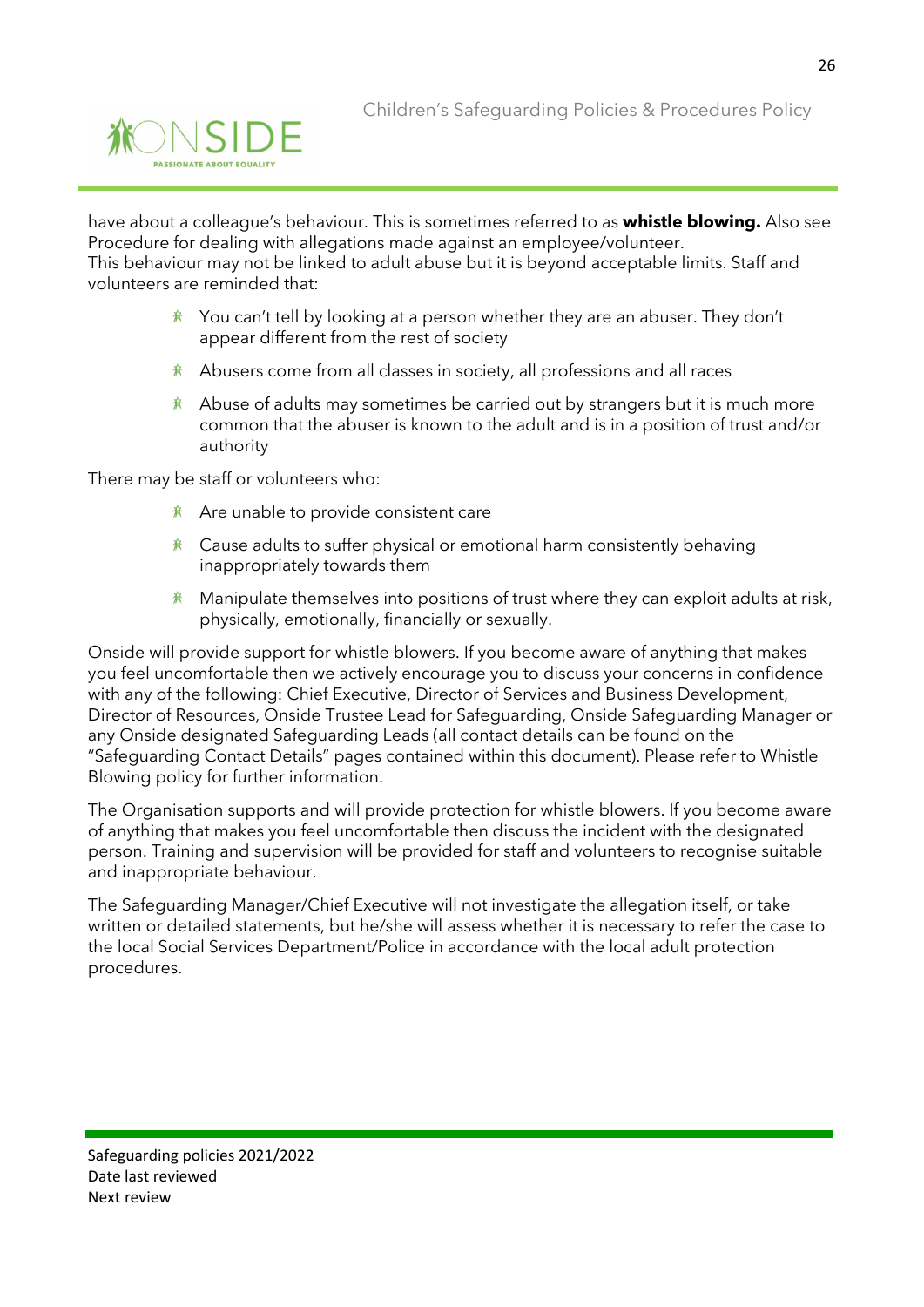have about a colleague's behaviour. This is sometimes referred to as **whistle blowing.** Also see Procedure for dealing with allegations made against an employee/volunteer.
This behaviour may not be linked to adult abuse but it is beyond acceptable limits. Staff and volunteers are reminded that:

- You can't tell by looking at a person whether they are an abuser. They don't appear different from the rest of society
- Abusers come from all classes in society, all professions and all races
- Abuse of adults may sometimes be carried out by strangers but it is much more common that the abuser is known to the adult and is in a position of trust and/or authority

There may be staff or volunteers who:

- Are unable to provide consistent care
- Cause adults to suffer physical or emotional harm consistently behaving inappropriately towards them
- Manipulate themselves into positions of trust where they can exploit adults at risk, physically, emotionally, financially or sexually.

Onside will provide support for whistle blowers. If you become aware of anything that makes you feel uncomfortable then we actively encourage you to discuss your concerns in confidence with any of the following: Chief Executive, Director of Services and Business Development, Director of Resources, Onside Trustee Lead for Safeguarding, Onside Safeguarding Manager or any Onside designated Safeguarding Leads (all contact details can be found on the "Safeguarding Contact Details" pages contained within this document). Please refer to Whistle Blowing policy for further information.

The Organisation supports and will provide protection for whistle blowers. If you become aware of anything that makes you feel uncomfortable then discuss the incident with the designated person. Training and supervision will be provided for staff and volunteers to recognise suitable and inappropriate behaviour.

The Safeguarding Manager/Chief Executive will not investigate the allegation itself, or take written or detailed statements, but he/she will assess whether it is necessary to refer the case to the local Social Services Department/Police in accordance with the local adult protection procedures.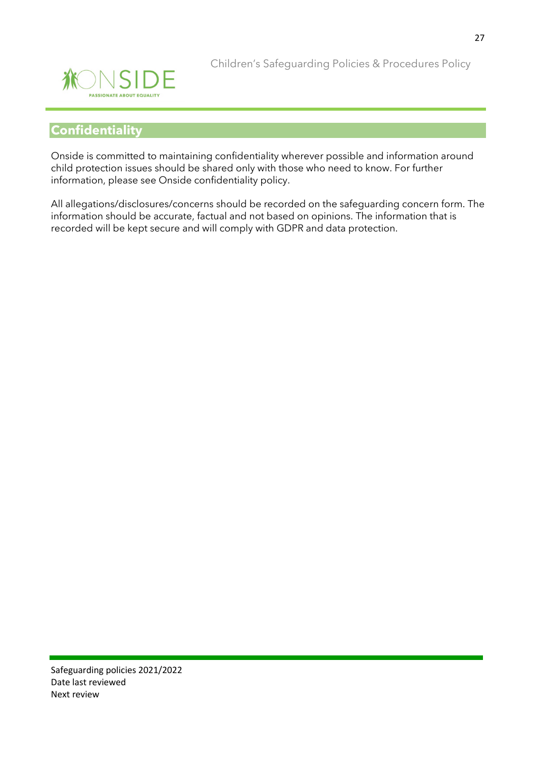## Confidentiality

Onside is committed to maintaining confidentiality wherever possible and information around child protection issues should be shared only with those who need to know. For further information, please see Onside confidentiality policy.

All allegations/disclosures/concerns should be recorded on the safeguarding concern form. The information should be accurate, factual and not based on opinions. The information that is recorded will be kept secure and will comply with GDPR and data protection.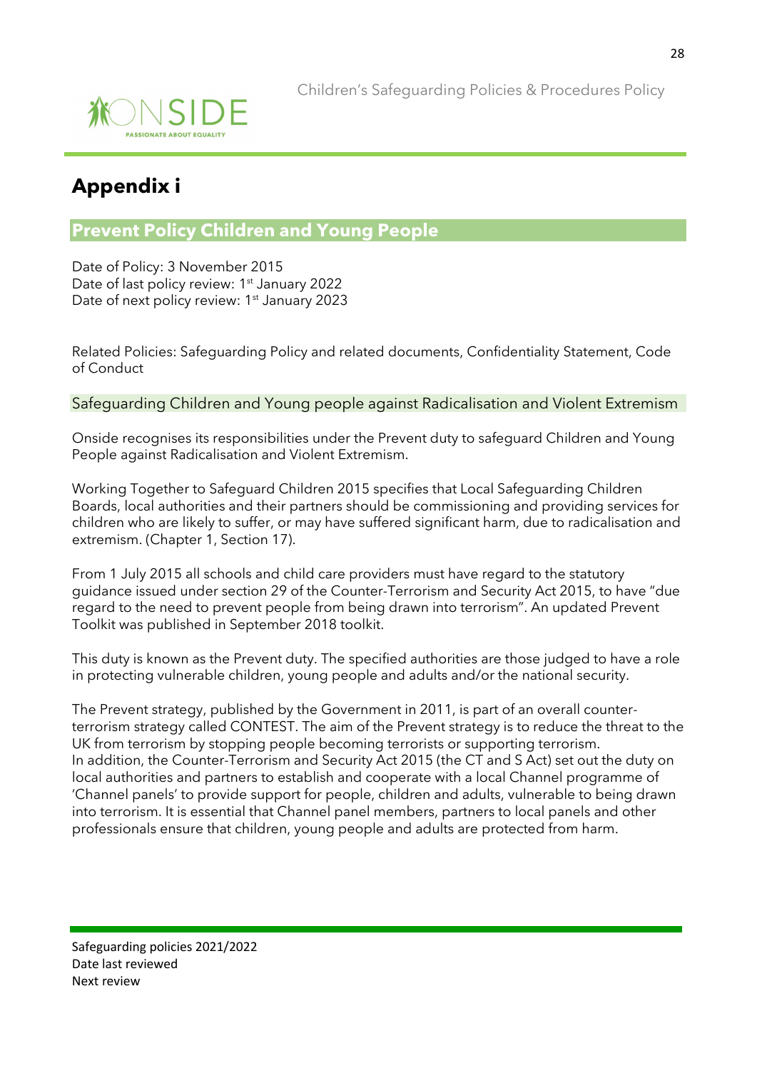# Appendix i

## Prevent Policy Children and Young People

Date of Policy: 3 November 2015
Date of last policy review: 1st January 2022
Date of next policy review: 1st January 2023

Related Policies: Safeguarding Policy and related documents, Confidentiality Statement, Code of Conduct

### Safeguarding Children and Young people against Radicalisation and Violent Extremism

Onside recognises its responsibilities under the Prevent duty to safeguard Children and Young People against Radicalisation and Violent Extremism.

Working Together to Safeguard Children 2015 specifies that Local Safeguarding Children Boards, local authorities and their partners should be commissioning and providing services for children who are likely to suffer, or may have suffered significant harm, due to radicalisation and extremism. (Chapter 1, Section 17).

From 1 July 2015 all schools and child care providers must have regard to the statutory guidance issued under section 29 of the Counter-Terrorism and Security Act 2015, to have "due regard to the need to prevent people from being drawn into terrorism". An updated Prevent Toolkit was published in September 2018 toolkit.

This duty is known as the Prevent duty. The specified authorities are those judged to have a role in protecting vulnerable children, young people and adults and/or the national security.

The Prevent strategy, published by the Government in 2011, is part of an overall counter-terrorism strategy called CONTEST. The aim of the Prevent strategy is to reduce the threat to the UK from terrorism by stopping people becoming terrorists or supporting terrorism.
In addition, the Counter-Terrorism and Security Act 2015 (the CT and S Act) set out the duty on local authorities and partners to establish and cooperate with a local Channel programme of 'Channel panels' to provide support for people, children and adults, vulnerable to being drawn into terrorism. It is essential that Channel panel members, partners to local panels and other professionals ensure that children, young people and adults are protected from harm.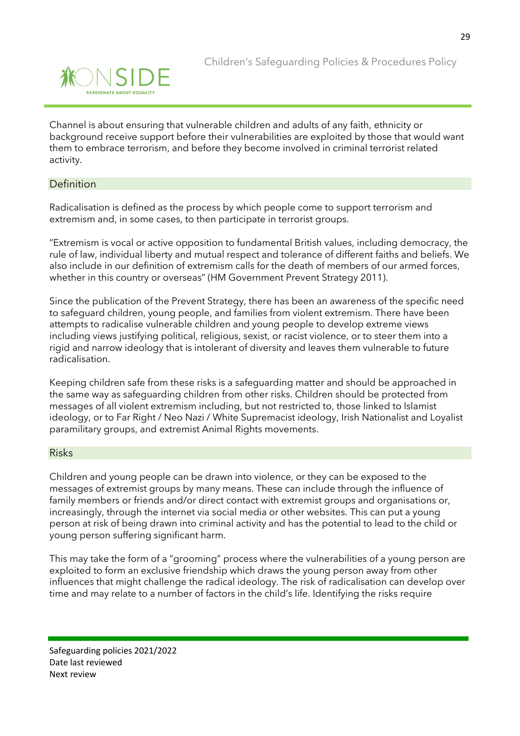Channel is about ensuring that vulnerable children and adults of any faith, ethnicity or background receive support before their vulnerabilities are exploited by those that would want them to embrace terrorism, and before they become involved in criminal terrorist related activity.

## Definition

Radicalisation is defined as the process by which people come to support terrorism and extremism and, in some cases, to then participate in terrorist groups.

"Extremism is vocal or active opposition to fundamental British values, including democracy, the rule of law, individual liberty and mutual respect and tolerance of different faiths and beliefs. We also include in our definition of extremism calls for the death of members of our armed forces, whether in this country or overseas" (HM Government Prevent Strategy 2011).

Since the publication of the Prevent Strategy, there has been an awareness of the specific need to safeguard children, young people, and families from violent extremism. There have been attempts to radicalise vulnerable children and young people to develop extreme views including views justifying political, religious, sexist, or racist violence, or to steer them into a rigid and narrow ideology that is intolerant of diversity and leaves them vulnerable to future radicalisation.

Keeping children safe from these risks is a safeguarding matter and should be approached in the same way as safeguarding children from other risks. Children should be protected from messages of all violent extremism including, but not restricted to, those linked to Islamist ideology, or to Far Right / Neo Nazi / White Supremacist ideology, Irish Nationalist and Loyalist paramilitary groups, and extremist Animal Rights movements.

## Risks

Children and young people can be drawn into violence, or they can be exposed to the messages of extremist groups by many means. These can include through the influence of family members or friends and/or direct contact with extremist groups and organisations or, increasingly, through the internet via social media or other websites. This can put a young person at risk of being drawn into criminal activity and has the potential to lead to the child or young person suffering significant harm.

This may take the form of a "grooming" process where the vulnerabilities of a young person are exploited to form an exclusive friendship which draws the young person away from other influences that might challenge the radical ideology. The risk of radicalisation can develop over time and may relate to a number of factors in the child's life. Identifying the risks require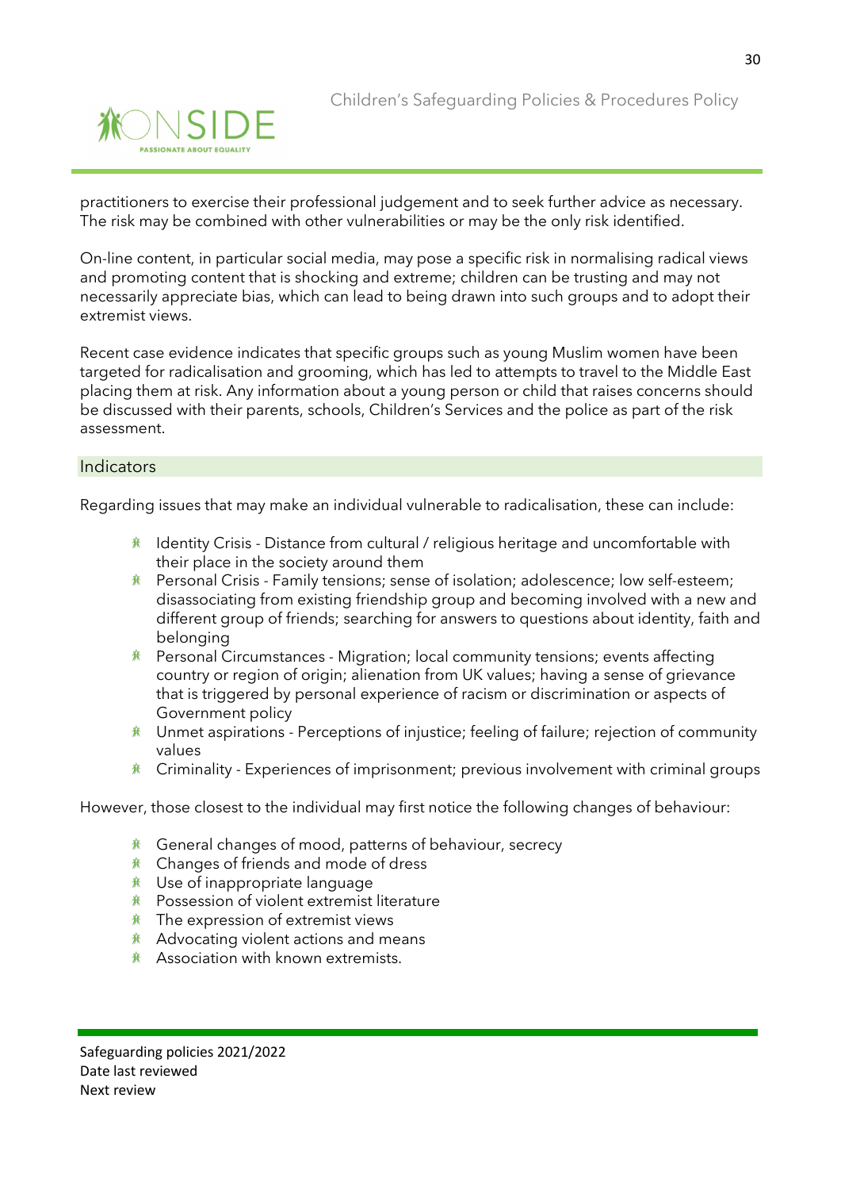practitioners to exercise their professional judgement and to seek further advice as necessary. The risk may be combined with other vulnerabilities or may be the only risk identified.

On-line content, in particular social media, may pose a specific risk in normalising radical views and promoting content that is shocking and extreme; children can be trusting and may not necessarily appreciate bias, which can lead to being drawn into such groups and to adopt their extremist views.

Recent case evidence indicates that specific groups such as young Muslim women have been targeted for radicalisation and grooming, which has led to attempts to travel to the Middle East placing them at risk. Any information about a young person or child that raises concerns should be discussed with their parents, schools, Children's Services and the police as part of the risk assessment.

## Indicators

Regarding issues that may make an individual vulnerable to radicalisation, these can include:

- Identity Crisis - Distance from cultural / religious heritage and uncomfortable with their place in the society around them
- Personal Crisis - Family tensions; sense of isolation; adolescence; low self-esteem; disassociating from existing friendship group and becoming involved with a new and different group of friends; searching for answers to questions about identity, faith and belonging
- Personal Circumstances - Migration; local community tensions; events affecting country or region of origin; alienation from UK values; having a sense of grievance that is triggered by personal experience of racism or discrimination or aspects of Government policy
- Unmet aspirations - Perceptions of injustice; feeling of failure; rejection of community values
- Criminality - Experiences of imprisonment; previous involvement with criminal groups

However, those closest to the individual may first notice the following changes of behaviour:

- General changes of mood, patterns of behaviour, secrecy
- Changes of friends and mode of dress
- Use of inappropriate language
- Possession of violent extremist literature
- The expression of extremist views
- Advocating violent actions and means
- Association with known extremists.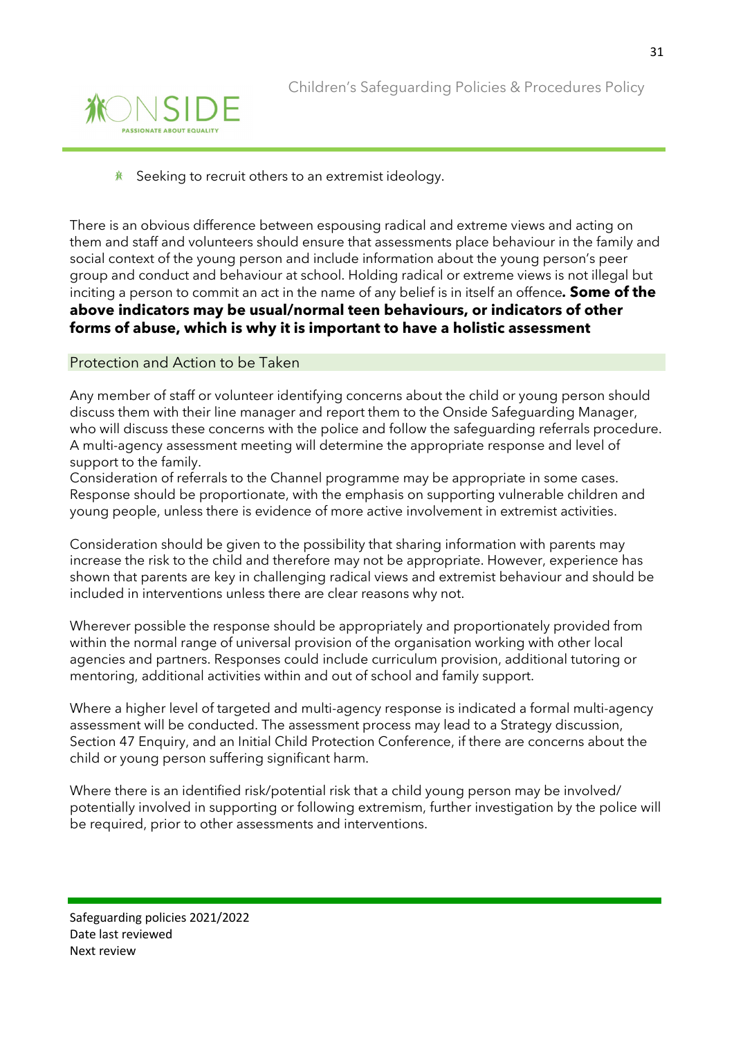- Seeking to recruit others to an extremist ideology.

There is an obvious difference between espousing radical and extreme views and acting on them and staff and volunteers should ensure that assessments place behaviour in the family and social context of the young person and include information about the young person's peer group and conduct and behaviour at school. Holding radical or extreme views is not illegal but inciting a person to commit an act in the name of any belief is in itself an offence**. Some of the above indicators may be usual/normal teen behaviours, or indicators of other forms of abuse, which is why it is important to have a holistic assessment**

## Protection and Action to be Taken

Any member of staff or volunteer identifying concerns about the child or young person should discuss them with their line manager and report them to the Onside Safeguarding Manager, who will discuss these concerns with the police and follow the safeguarding referrals procedure. A multi-agency assessment meeting will determine the appropriate response and level of support to the family.
Consideration of referrals to the Channel programme may be appropriate in some cases. Response should be proportionate, with the emphasis on supporting vulnerable children and young people, unless there is evidence of more active involvement in extremist activities.

Consideration should be given to the possibility that sharing information with parents may increase the risk to the child and therefore may not be appropriate. However, experience has shown that parents are key in challenging radical views and extremist behaviour and should be included in interventions unless there are clear reasons why not.

Wherever possible the response should be appropriately and proportionately provided from within the normal range of universal provision of the organisation working with other local agencies and partners. Responses could include curriculum provision, additional tutoring or mentoring, additional activities within and out of school and family support.

Where a higher level of targeted and multi-agency response is indicated a formal multi-agency assessment will be conducted. The assessment process may lead to a Strategy discussion, Section 47 Enquiry, and an Initial Child Protection Conference, if there are concerns about the child or young person suffering significant harm.

Where there is an identified risk/potential risk that a child young person may be involved/ potentially involved in supporting or following extremism, further investigation by the police will be required, prior to other assessments and interventions.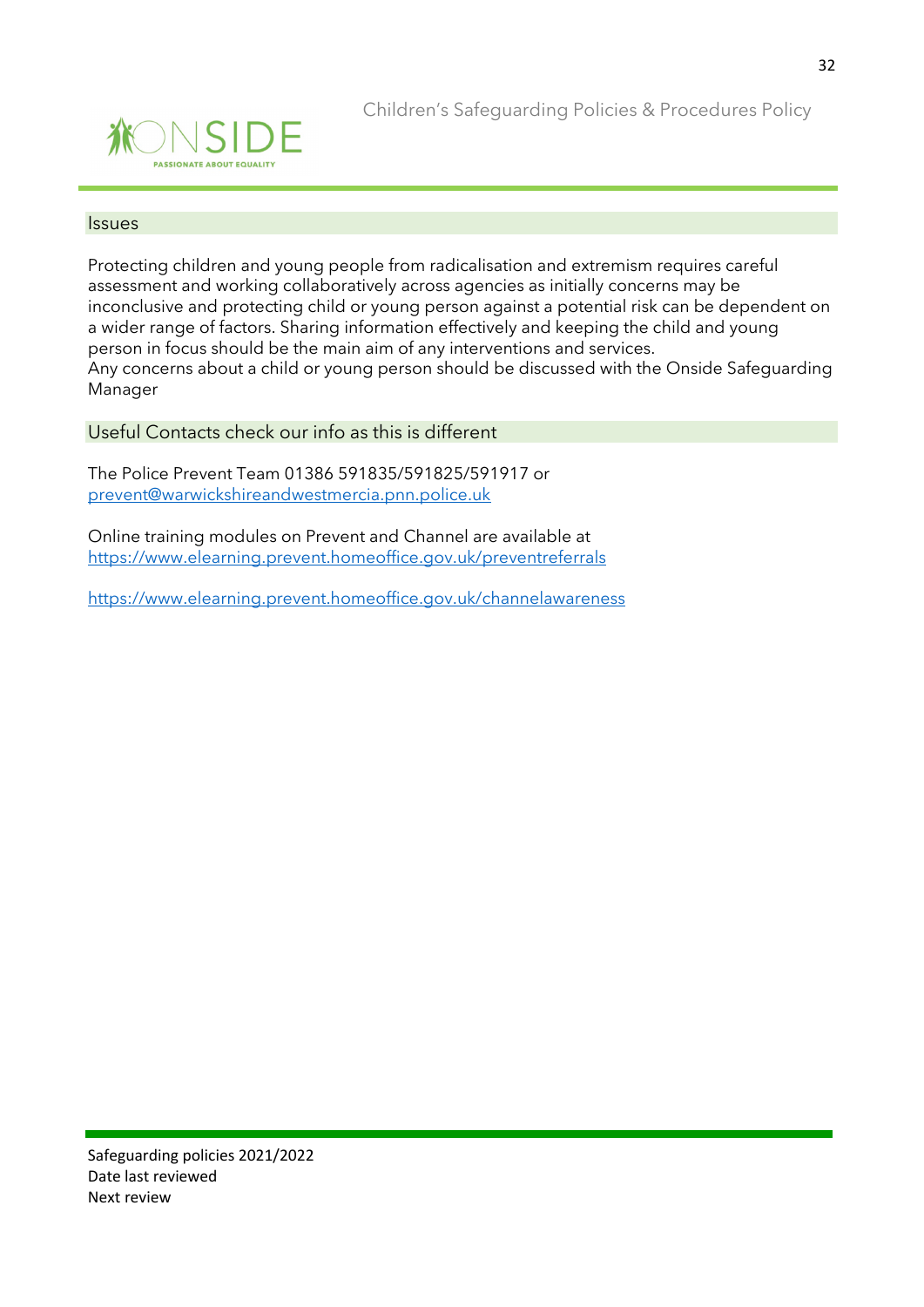## Issues

Protecting children and young people from radicalisation and extremism requires careful assessment and working collaboratively across agencies as initially concerns may be inconclusive and protecting child or young person against a potential risk can be dependent on a wider range of factors. Sharing information effectively and keeping the child and young person in focus should be the main aim of any interventions and services.
Any concerns about a child or young person should be discussed with the Onside Safeguarding Manager

## Useful Contacts check our info as this is different

The Police Prevent Team 01386 591835/591825/591917 or
prevent@warwickshireandwestmercia.pnn.police.uk

Online training modules on Prevent and Channel are available at
https://www.elearning.prevent.homeoffice.gov.uk/preventreferrals

https://www.elearning.prevent.homeoffice.gov.uk/channelawareness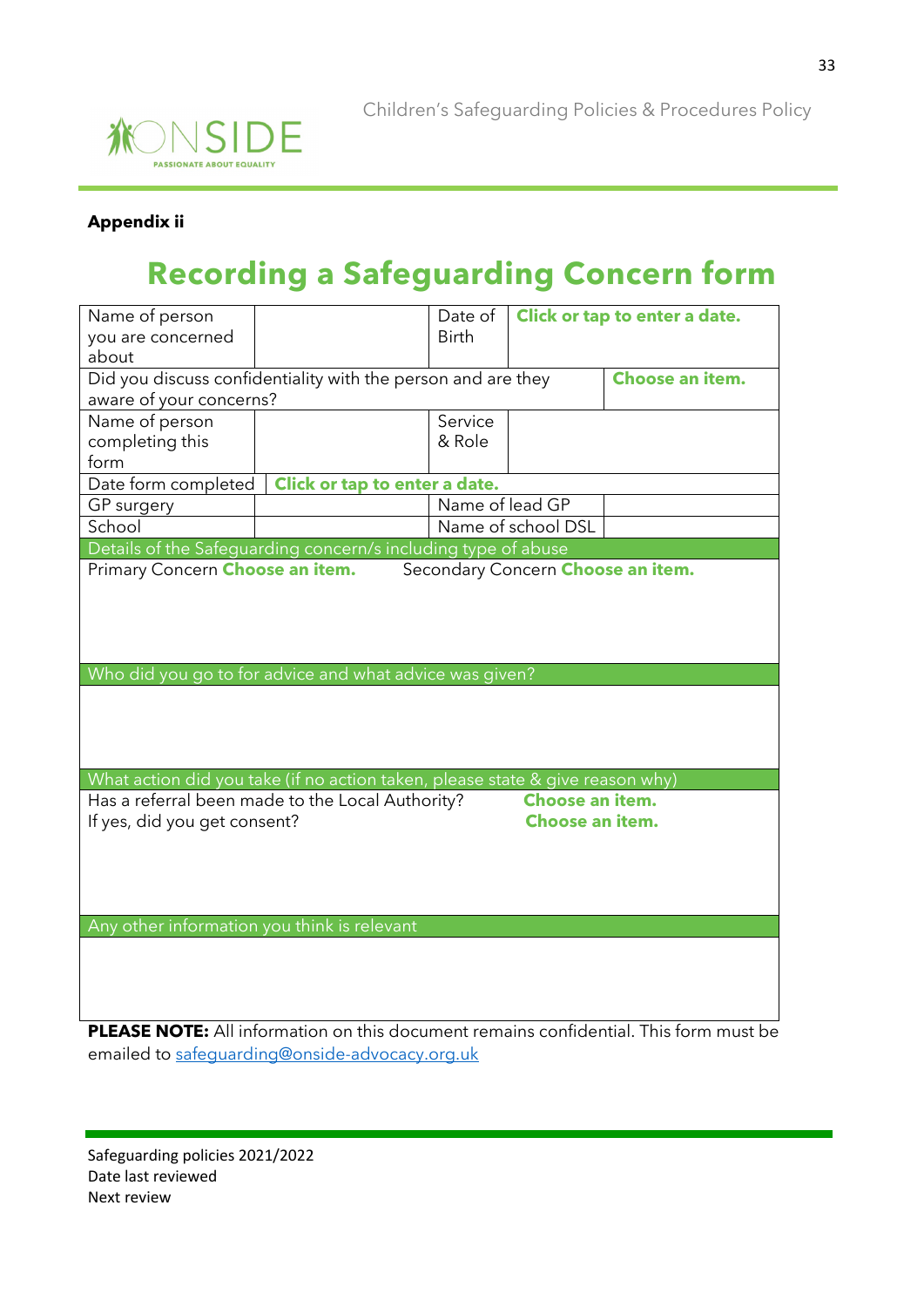**Appendix ii**

# Recording a Safeguarding Concern form

| Name of person you are concerned about | | Date of Birth | Click or tap to enter a date. |
|---|---|---|---|
| Did you discuss confidentiality with the person and are they aware of your concerns? | | | Choose an item. |
| Name of person completing this form | | Service & Role | |
| Date form completed | Click or tap to enter a date. | | |
| GP surgery | | Name of lead GP | |
| School | | Name of school DSL | |
| Details of the Safeguarding concern/s including type of abuse | | | |
| Primary Concern Choose an item. | | Secondary Concern Choose an item. | |
| Who did you go to for advice and what advice was given? | | | |
| | | | |
| What action did you take (if no action taken, please state & give reason why) | | | |
| Has a referral been made to the Local Authority? Choose an item.<br>If yes, did you get consent? Choose an item. | | | |
| Any other information you think is relevant | | | |
| | | | |

**PLEASE NOTE:** All information on this document remains confidential. This form must be emailed to safeguarding@onside-advocacy.org.uk

Safeguarding policies 2021/2022
Date last reviewed
Next review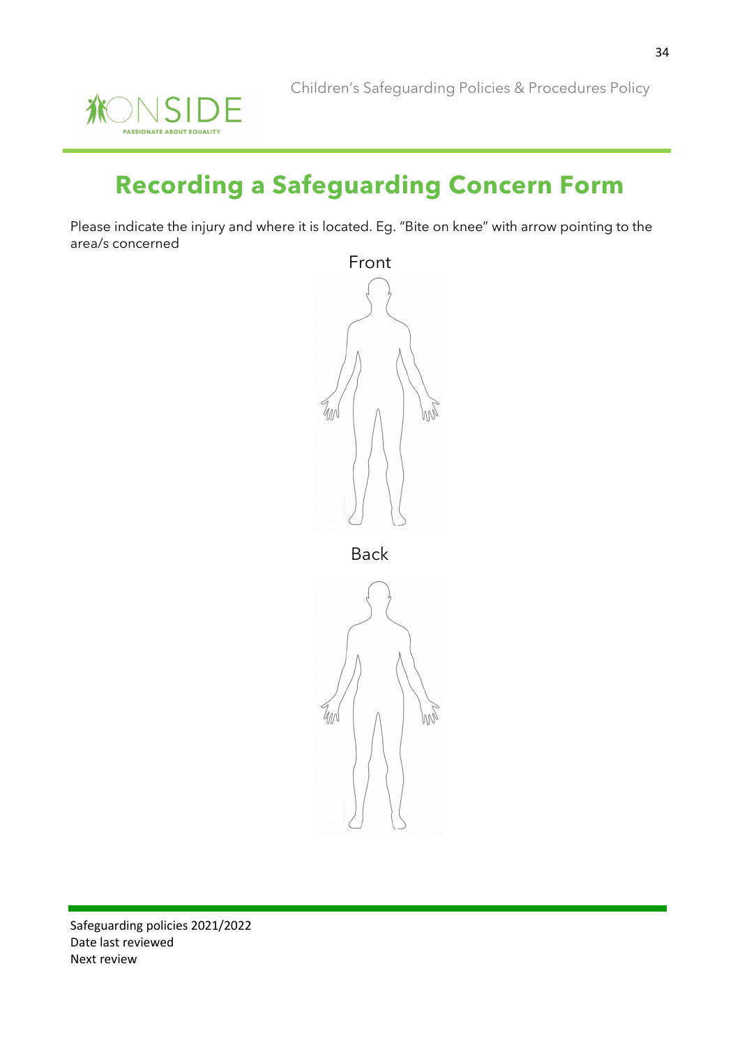# Recording a Safeguarding Concern Form

Please indicate the injury and where it is located. Eg. "Bite on knee" with arrow pointing to the area/s concerned

Front

Back

Safeguarding policies 2021/2022
Date last reviewed
Next review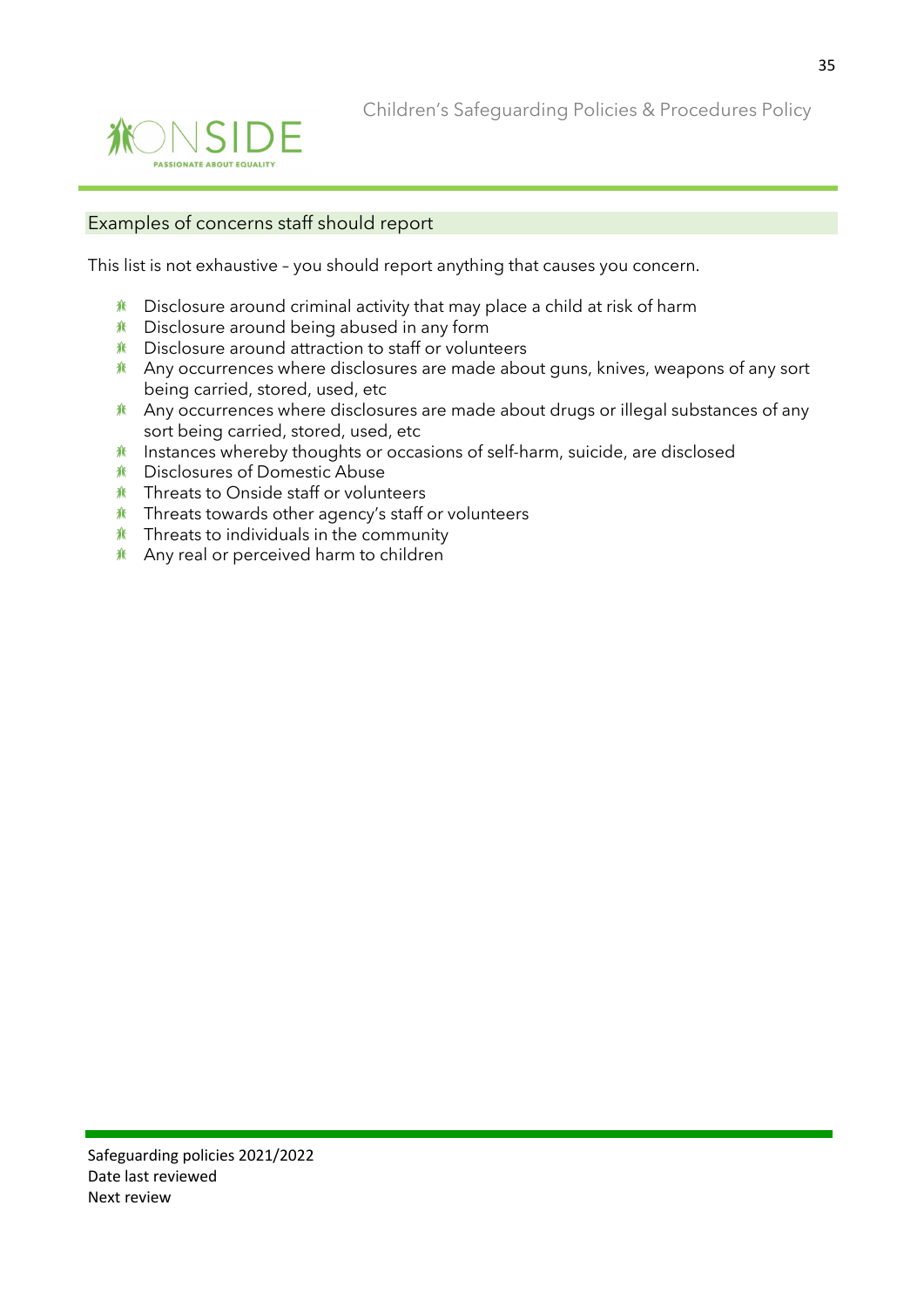## Examples of concerns staff should report

This list is not exhaustive – you should report anything that causes you concern.

- Disclosure around criminal activity that may place a child at risk of harm
- Disclosure around being abused in any form
- Disclosure around attraction to staff or volunteers
- Any occurrences where disclosures are made about guns, knives, weapons of any sort being carried, stored, used, etc
- Any occurrences where disclosures are made about drugs or illegal substances of any sort being carried, stored, used, etc
- Instances whereby thoughts or occasions of self-harm, suicide, are disclosed
- Disclosures of Domestic Abuse
- Threats to Onside staff or volunteers
- Threats towards other agency's staff or volunteers
- Threats to individuals in the community
- Any real or perceived harm to children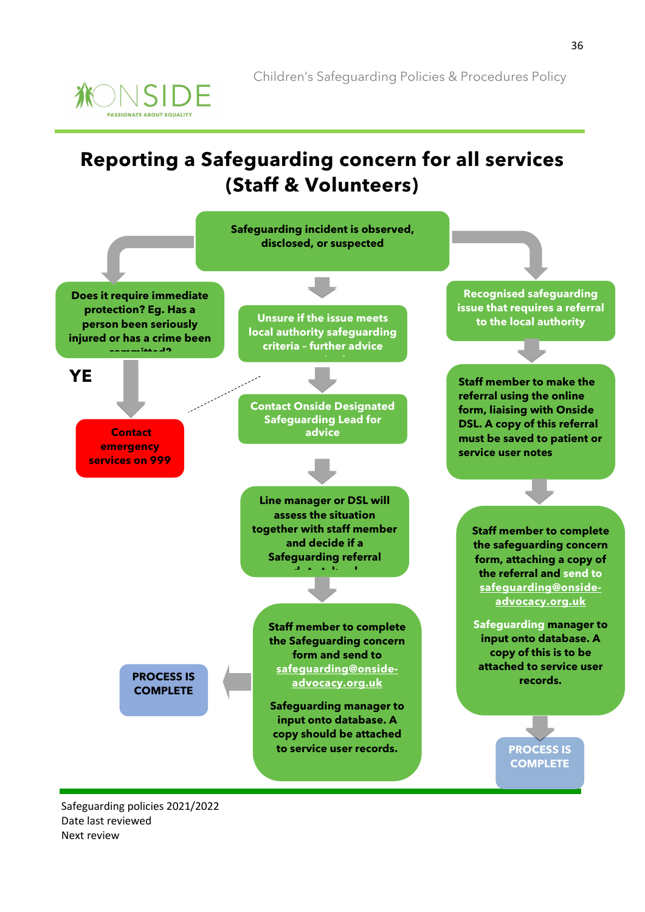# Reporting a Safeguarding concern for all services (Staff & Volunteers)

Safeguarding incident is observed, disclosed, or suspected

Does it require immediate protection? Eg. Has a person been seriously injured or has a crime been committed?

YE

Contact emergency services on 999

Unsure if the issue meets local authority safeguarding criteria - further advice

Contact Onside Designated Safeguarding Lead for advice

Line manager or DSL will assess the situation together with staff member and decide if a Safeguarding referral

Staff member to complete the Safeguarding concern form and send to safeguarding@onside-advocacy.org.uk

Safeguarding manager to input onto database. A copy should be attached to service user records.

PROCESS IS COMPLETE

Recognised safeguarding issue that requires a referral to the local authority

Staff member to make the referral using the online form, liaising with Onside DSL. A copy of this referral must be saved to patient or service user notes

Staff member to complete the safeguarding concern form, attaching a copy of the referral and send to safeguarding@onside-advocacy.org.uk

Safeguarding manager to input onto database. A copy of this is to be attached to service user records.

PROCESS IS COMPLETE

Safeguarding policies 2021/2022
Date last reviewed
Next review